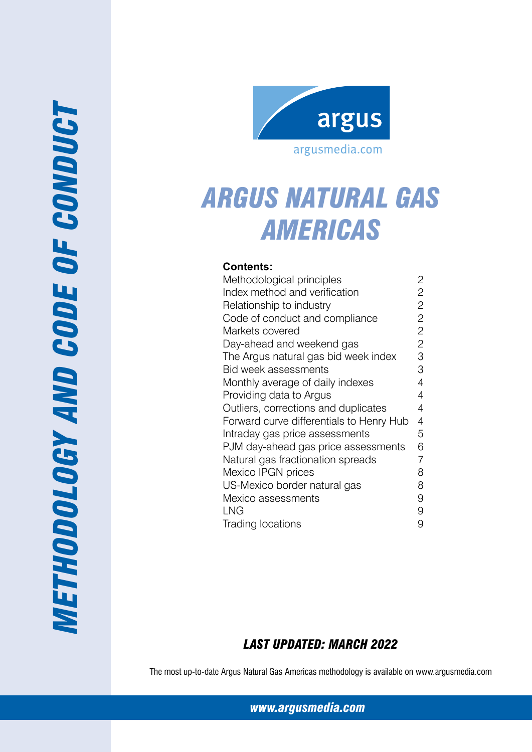# METHODOLOGY AND CODE OF CONDUCT

argus

argusmedia.com

# ARGUS NATURAL GAS AMERICAS

**Contents:**

| | |
|---|---|
| Methodological principles | 2 |
| Index method and verification | 2 |
| Relationship to industry | 2 |
| Code of conduct and compliance | 2 |
| Markets covered | 2 |
| Day-ahead and weekend gas | 2 |
| The Argus natural gas bid week index | 3 |
| Bid week assessments | 3 |
| Monthly average of daily indexes | 4 |
| Providing data to Argus | 4 |
| Outliers, corrections and duplicates | 4 |
| Forward curve differentials to Henry Hub | 4 |
| Intraday gas price assessments | 5 |
| PJM day-ahead gas price assessments | 6 |
| Natural gas fractionation spreads | 7 |
| Mexico IPGN prices | 8 |
| US-Mexico border natural gas | 8 |
| Mexico assessments | 9 |
| LNG | 9 |
| Trading locations | 9 |

***LAST UPDATED: MARCH 2022***

The most up-to-date Argus Natural Gas Americas methodology is available on www.argusmedia.com

***www.argusmedia.com***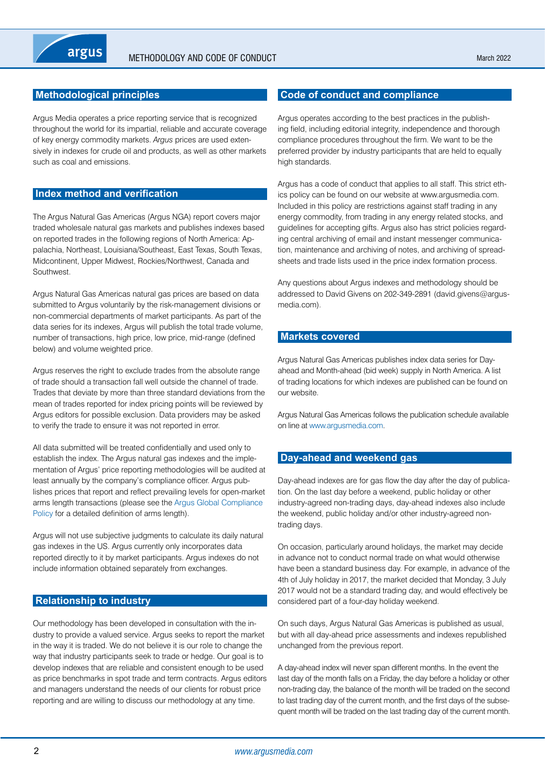## Methodological principles

Argus Media operates a price reporting service that is recognized throughout the world for its impartial, reliable and accurate coverage of key energy commodity markets. *Argus* prices are used extensively in indexes for crude oil and products, as well as other markets such as coal and emissions.

## Index method and verification

The Argus Natural Gas Americas (Argus NGA) report covers major traded wholesale natural gas markets and publishes indexes based on reported trades in the following regions of North America: Appalachia, Northeast, Louisiana/Southeast, East Texas, South Texas, Midcontinent, Upper Midwest, Rockies/Northwest, Canada and Southwest.

Argus Natural Gas Americas natural gas prices are based on data submitted to Argus voluntarily by the risk-management divisions or non-commercial departments of market participants. As part of the data series for its indexes, Argus will publish the total trade volume, number of transactions, high price, low price, mid-range (defined below) and volume weighted price.

Argus reserves the right to exclude trades from the absolute range of trade should a transaction fall well outside the channel of trade. Trades that deviate by more than three standard deviations from the mean of trades reported for index pricing points will be reviewed by Argus editors for possible exclusion. Data providers may be asked to verify the trade to ensure it was not reported in error.

All data submitted will be treated confidentially and used only to establish the index. The Argus natural gas indexes and the implementation of Argus' price reporting methodologies will be audited at least annually by the company's compliance officer. Argus publishes prices that report and reflect prevailing levels for open-market arms length transactions (please see the Argus Global Compliance Policy for a detailed definition of arms length).

Argus will not use subjective judgments to calculate its daily natural gas indexes in the US. Argus currently only incorporates data reported directly to it by market participants. Argus indexes do not include information obtained separately from exchanges.

## Relationship to industry

Our methodology has been developed in consultation with the industry to provide a valued service. Argus seeks to report the market in the way it is traded. We do not believe it is our role to change the way that industry participants seek to trade or hedge. Our goal is to develop indexes that are reliable and consistent enough to be used as price benchmarks in spot trade and term contracts. Argus editors and managers understand the needs of our clients for robust price reporting and are willing to discuss our methodology at any time.

## Code of conduct and compliance

Argus operates according to the best practices in the publishing field, including editorial integrity, independence and thorough compliance procedures throughout the firm. We want to be the preferred provider by industry participants that are held to equally high standards.

Argus has a code of conduct that applies to all staff. This strict ethics policy can be found on our website at www.argusmedia.com. Included in this policy are restrictions against staff trading in any energy commodity, from trading in any energy related stocks, and guidelines for accepting gifts. Argus also has strict policies regarding central archiving of email and instant messenger communication, maintenance and archiving of notes, and archiving of spreadsheets and trade lists used in the price index formation process.

Any questions about Argus indexes and methodology should be addressed to David Givens on 202-349-2891 (david.givens@argusmedia.com).

## Markets covered

Argus Natural Gas Americas publishes index data series for Day-ahead and Month-ahead (bid week) supply in North America. A list of trading locations for which indexes are published can be found on our website.

Argus Natural Gas Americas follows the publication schedule available on line at www.argusmedia.com.

## Day-ahead and weekend gas

Day-ahead indexes are for gas flow the day after the day of publication. On the last day before a weekend, public holiday or other industry-agreed non-trading days, day-ahead indexes also include the weekend, public holiday and/or other industry-agreed non-trading days.

On occasion, particularly around holidays, the market may decide in advance not to conduct normal trade on what would otherwise have been a standard business day. For example, in advance of the 4th of July holiday in 2017, the market decided that Monday, 3 July 2017 would not be a standard trading day, and would effectively be considered part of a four-day holiday weekend.

On such days, Argus Natural Gas Americas is published as usual, but with all day-ahead price assessments and indexes republished unchanged from the previous report.

A day-ahead index will never span different months. In the event the last day of the month falls on a Friday, the day before a holiday or other non-trading day, the balance of the month will be traded on the second to last trading day of the current month, and the first days of the subsequent month will be traded on the last trading day of the current month.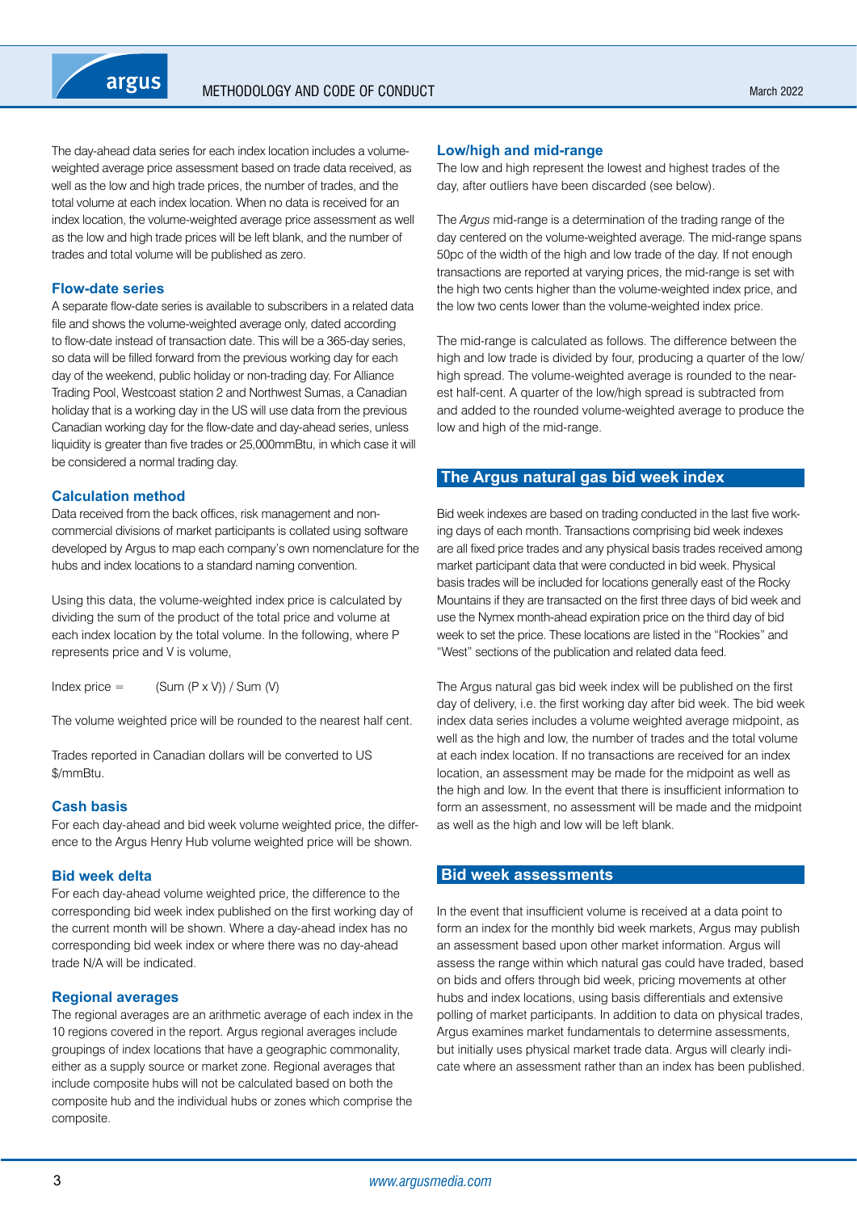The day-ahead data series for each index location includes a volume-weighted average price assessment based on trade data received, as well as the low and high trade prices, the number of trades, and the total volume at each index location. When no data is received for an index location, the volume-weighted average price assessment as well as the low and high trade prices will be left blank, and the number of trades and total volume will be published as zero.

### Flow-date series

A separate flow-date series is available to subscribers in a related data file and shows the volume-weighted average only, dated according to flow-date instead of transaction date. This will be a 365-day series, so data will be filled forward from the previous working day for each day of the weekend, public holiday or non-trading day. For Alliance Trading Pool, Westcoast station 2 and Northwest Sumas, a Canadian holiday that is a working day in the US will use data from the previous Canadian working day for the flow-date and day-ahead series, unless liquidity is greater than five trades or 25,000mmBtu, in which case it will be considered a normal trading day.

### Calculation method

Data received from the back offices, risk management and non-commercial divisions of market participants is collated using software developed by Argus to map each company's own nomenclature for the hubs and index locations to a standard naming convention.

Using this data, the volume-weighted index price is calculated by dividing the sum of the product of the total price and volume at each index location by the total volume. In the following, where P represents price and V is volume,

Index price = (Sum (P x V)) / Sum (V)

The volume weighted price will be rounded to the nearest half cent.

Trades reported in Canadian dollars will be converted to US $/mmBtu.

### Cash basis

For each day-ahead and bid week volume weighted price, the difference to the Argus Henry Hub volume weighted price will be shown.

### Bid week delta

For each day-ahead volume weighted price, the difference to the corresponding bid week index published on the first working day of the current month will be shown. Where a day-ahead index has no corresponding bid week index or where there was no day-ahead trade N/A will be indicated.

### Regional averages

The regional averages are an arithmetic average of each index in the 10 regions covered in the report. Argus regional averages include groupings of index locations that have a geographic commonality, either as a supply source or market zone. Regional averages that include composite hubs will not be calculated based on both the composite hub and the individual hubs or zones which comprise the composite.

### Low/high and mid-range

The low and high represent the lowest and highest trades of the day, after outliers have been discarded (see below).

The *Argus* mid-range is a determination of the trading range of the day centered on the volume-weighted average. The mid-range spans 50pc of the width of the high and low trade of the day. If not enough transactions are reported at varying prices, the mid-range is set with the high two cents higher than the volume-weighted index price, and the low two cents lower than the volume-weighted index price.

The mid-range is calculated as follows. The difference between the high and low trade is divided by four, producing a quarter of the low/high spread. The volume-weighted average is rounded to the nearest half-cent. A quarter of the low/high spread is subtracted from and added to the rounded volume-weighted average to produce the low and high of the mid-range.

## The Argus natural gas bid week index

Bid week indexes are based on trading conducted in the last five working days of each month. Transactions comprising bid week indexes are all fixed price trades and any physical basis trades received among market participant data that were conducted in bid week. Physical basis trades will be included for locations generally east of the Rocky Mountains if they are transacted on the first three days of bid week and use the Nymex month-ahead expiration price on the third day of bid week to set the price. These locations are listed in the "Rockies" and "West" sections of the publication and related data feed.

The Argus natural gas bid week index will be published on the first day of delivery, i.e. the first working day after bid week. The bid week index data series includes a volume weighted average midpoint, as well as the high and low, the number of trades and the total volume at each index location. If no transactions are received for an index location, an assessment may be made for the midpoint as well as the high and low. In the event that there is insufficient information to form an assessment, no assessment will be made and the midpoint as well as the high and low will be left blank.

## Bid week assessments

In the event that insufficient volume is received at a data point to form an index for the monthly bid week markets, Argus may publish an assessment based upon other market information. Argus will assess the range within which natural gas could have traded, based on bids and offers through bid week, pricing movements at other hubs and index locations, using basis differentials and extensive polling of market participants. In addition to data on physical trades, Argus examines market fundamentals to determine assessments, but initially uses physical market trade data. Argus will clearly indicate where an assessment rather than an index has been published.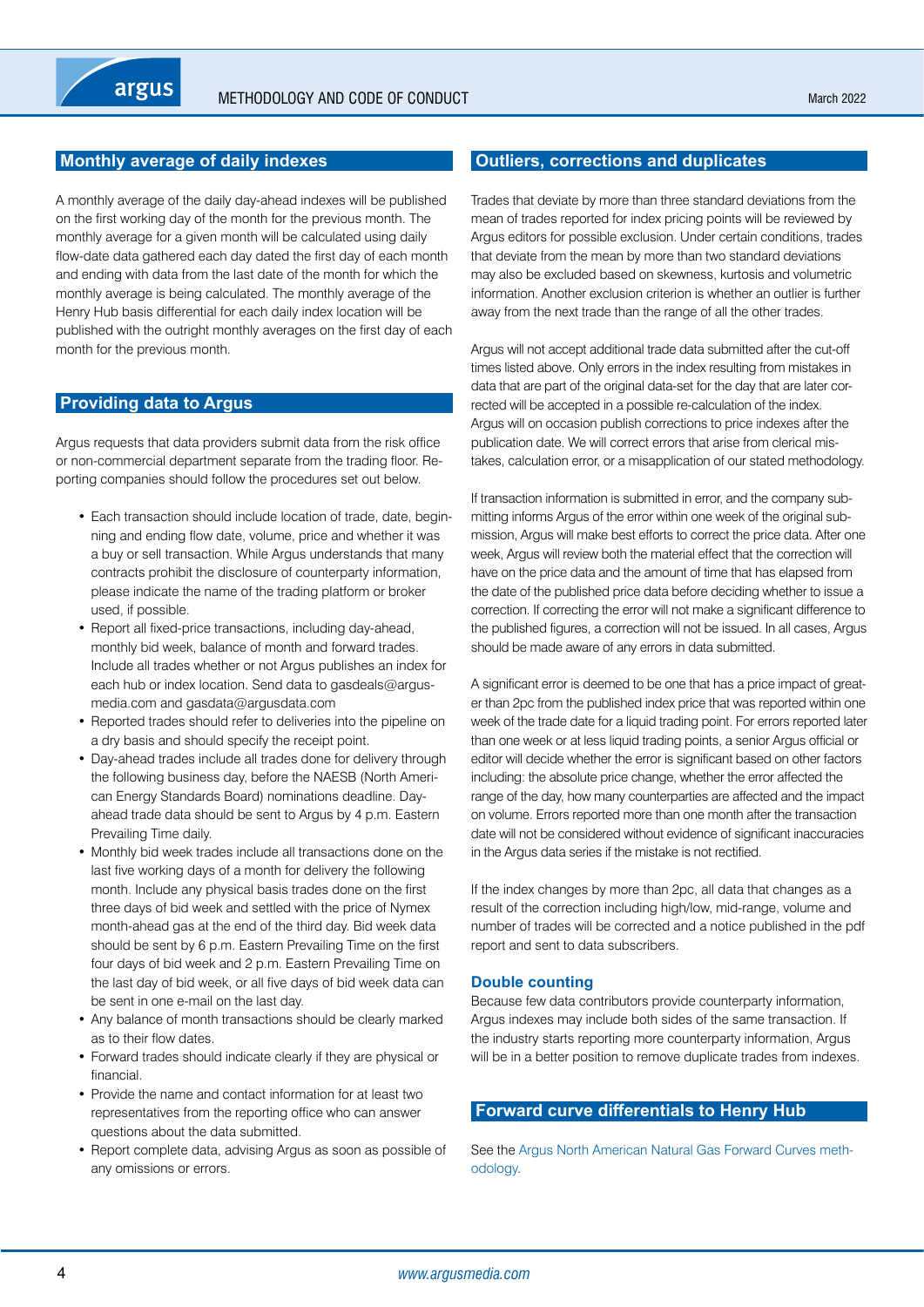## Monthly average of daily indexes

A monthly average of the daily day-ahead indexes will be published on the first working day of the month for the previous month. The monthly average for a given month will be calculated using daily flow-date data gathered each day dated the first day of each month and ending with data from the last date of the month for which the monthly average is being calculated. The monthly average of the Henry Hub basis differential for each daily index location will be published with the outright monthly averages on the first day of each month for the previous month.

## Providing data to Argus

Argus requests that data providers submit data from the risk office or non-commercial department separate from the trading floor. Reporting companies should follow the procedures set out below.

- Each transaction should include location of trade, date, beginning and ending flow date, volume, price and whether it was a buy or sell transaction. While Argus understands that many contracts prohibit the disclosure of counterparty information, please indicate the name of the trading platform or broker used, if possible.
- Report all fixed-price transactions, including day-ahead, monthly bid week, balance of month and forward trades. Include all trades whether or not Argus publishes an index for each hub or index location. Send data to gasdeals@argusmedia.com and gasdata@argusdata.com
- Reported trades should refer to deliveries into the pipeline on a dry basis and should specify the receipt point.
- Day-ahead trades include all trades done for delivery through the following business day, before the NAESB (North American Energy Standards Board) nominations deadline. Day-ahead trade data should be sent to Argus by 4 p.m. Eastern Prevailing Time daily.
- Monthly bid week trades include all transactions done on the last five working days of a month for delivery the following month. Include any physical basis trades done on the first three days of bid week and settled with the price of Nymex month-ahead gas at the end of the third day. Bid week data should be sent by 6 p.m. Eastern Prevailing Time on the first four days of bid week and 2 p.m. Eastern Prevailing Time on the last day of bid week, or all five days of bid week data can be sent in one e-mail on the last day.
- Any balance of month transactions should be clearly marked as to their flow dates.
- Forward trades should indicate clearly if they are physical or financial.
- Provide the name and contact information for at least two representatives from the reporting office who can answer questions about the data submitted.
- Report complete data, advising Argus as soon as possible of any omissions or errors.

## Outliers, corrections and duplicates

Trades that deviate by more than three standard deviations from the mean of trades reported for index pricing points will be reviewed by Argus editors for possible exclusion. Under certain conditions, trades that deviate from the mean by more than two standard deviations may also be excluded based on skewness, kurtosis and volumetric information. Another exclusion criterion is whether an outlier is further away from the next trade than the range of all the other trades.

Argus will not accept additional trade data submitted after the cut-off times listed above. Only errors in the index resulting from mistakes in data that are part of the original data-set for the day that are later corrected will be accepted in a possible re-calculation of the index. Argus will on occasion publish corrections to price indexes after the publication date. We will correct errors that arise from clerical mistakes, calculation error, or a misapplication of our stated methodology.

If transaction information is submitted in error, and the company submitting informs Argus of the error within one week of the original submission, Argus will make best efforts to correct the price data. After one week, Argus will review both the material effect that the correction will have on the price data and the amount of time that has elapsed from the date of the published price data before deciding whether to issue a correction. If correcting the error will not make a significant difference to the published figures, a correction will not be issued. In all cases, Argus should be made aware of any errors in data submitted.

A significant error is deemed to be one that has a price impact of greater than 2pc from the published index price that was reported within one week of the trade date for a liquid trading point. For errors reported later than one week or at less liquid trading points, a senior Argus official or editor will decide whether the error is significant based on other factors including: the absolute price change, whether the error affected the range of the day, how many counterparties are affected and the impact on volume. Errors reported more than one month after the transaction date will not be considered without evidence of significant inaccuracies in the Argus data series if the mistake is not rectified.

If the index changes by more than 2pc, all data that changes as a result of the correction including high/low, mid-range, volume and number of trades will be corrected and a notice published in the pdf report and sent to data subscribers.

### Double counting

Because few data contributors provide counterparty information, Argus indexes may include both sides of the same transaction. If the industry starts reporting more counterparty information, Argus will be in a better position to remove duplicate trades from indexes.

## Forward curve differentials to Henry Hub

See the Argus North American Natural Gas Forward Curves methodology.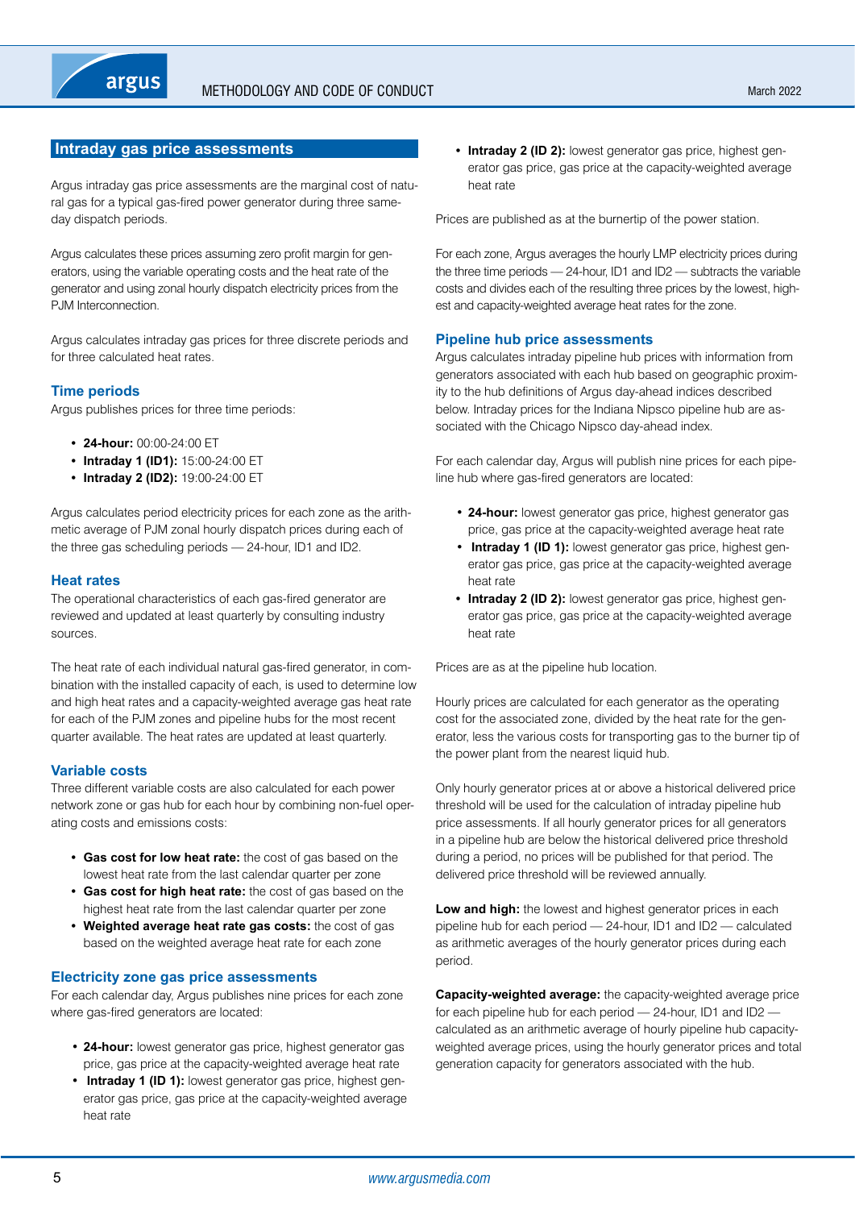## Intraday gas price assessments

Argus intraday gas price assessments are the marginal cost of natural gas for a typical gas-fired power generator during three same-day dispatch periods.

Argus calculates these prices assuming zero profit margin for generators, using the variable operating costs and the heat rate of the generator and using zonal hourly dispatch electricity prices from the PJM Interconnection.

Argus calculates intraday gas prices for three discrete periods and for three calculated heat rates.

### Time periods

Argus publishes prices for three time periods:

- **24-hour:** 00:00-24:00 ET
- **Intraday 1 (ID1):** 15:00-24:00 ET
- **Intraday 2 (ID2):** 19:00-24:00 ET

Argus calculates period electricity prices for each zone as the arithmetic average of PJM zonal hourly dispatch prices during each of the three gas scheduling periods — 24-hour, ID1 and ID2.

### Heat rates

The operational characteristics of each gas-fired generator are reviewed and updated at least quarterly by consulting industry sources.

The heat rate of each individual natural gas-fired generator, in combination with the installed capacity of each, is used to determine low and high heat rates and a capacity-weighted average gas heat rate for each of the PJM zones and pipeline hubs for the most recent quarter available. The heat rates are updated at least quarterly.

### Variable costs

Three different variable costs are also calculated for each power network zone or gas hub for each hour by combining non-fuel operating costs and emissions costs:

- **Gas cost for low heat rate:** the cost of gas based on the lowest heat rate from the last calendar quarter per zone
- **Gas cost for high heat rate:** the cost of gas based on the highest heat rate from the last calendar quarter per zone
- **Weighted average heat rate gas costs:** the cost of gas based on the weighted average heat rate for each zone

### Electricity zone gas price assessments

For each calendar day, Argus publishes nine prices for each zone where gas-fired generators are located:

- **24-hour:** lowest generator gas price, highest generator gas price, gas price at the capacity-weighted average heat rate
- **Intraday 1 (ID 1):** lowest generator gas price, highest generator gas price, gas price at the capacity-weighted average heat rate
- **Intraday 2 (ID 2):** lowest generator gas price, highest generator gas price, gas price at the capacity-weighted average heat rate

Prices are published as at the burnertip of the power station.

For each zone, Argus averages the hourly LMP electricity prices during the three time periods — 24-hour, ID1 and ID2 — subtracts the variable costs and divides each of the resulting three prices by the lowest, highest and capacity-weighted average heat rates for the zone.

### Pipeline hub price assessments

Argus calculates intraday pipeline hub prices with information from generators associated with each hub based on geographic proximity to the hub definitions of Argus day-ahead indices described below. Intraday prices for the Indiana Nipsco pipeline hub are associated with the Chicago Nipsco day-ahead index.

For each calendar day, Argus will publish nine prices for each pipeline hub where gas-fired generators are located:

- **24-hour:** lowest generator gas price, highest generator gas price, gas price at the capacity-weighted average heat rate
- **Intraday 1 (ID 1):** lowest generator gas price, highest generator gas price, gas price at the capacity-weighted average heat rate
- **Intraday 2 (ID 2):** lowest generator gas price, highest generator gas price, gas price at the capacity-weighted average heat rate

Prices are as at the pipeline hub location.

Hourly prices are calculated for each generator as the operating cost for the associated zone, divided by the heat rate for the generator, less the various costs for transporting gas to the burner tip of the power plant from the nearest liquid hub.

Only hourly generator prices at or above a historical delivered price threshold will be used for the calculation of intraday pipeline hub price assessments. If all hourly generator prices for all generators in a pipeline hub are below the historical delivered price threshold during a period, no prices will be published for that period. The delivered price threshold will be reviewed annually.

**Low and high:** the lowest and highest generator prices in each pipeline hub for each period — 24-hour, ID1 and ID2 — calculated as arithmetic averages of the hourly generator prices during each period.

**Capacity-weighted average:** the capacity-weighted average price for each pipeline hub for each period — 24-hour, ID1 and ID2 — calculated as an arithmetic average of hourly pipeline hub capacity-weighted average prices, using the hourly generator prices and total generation capacity for generators associated with the hub.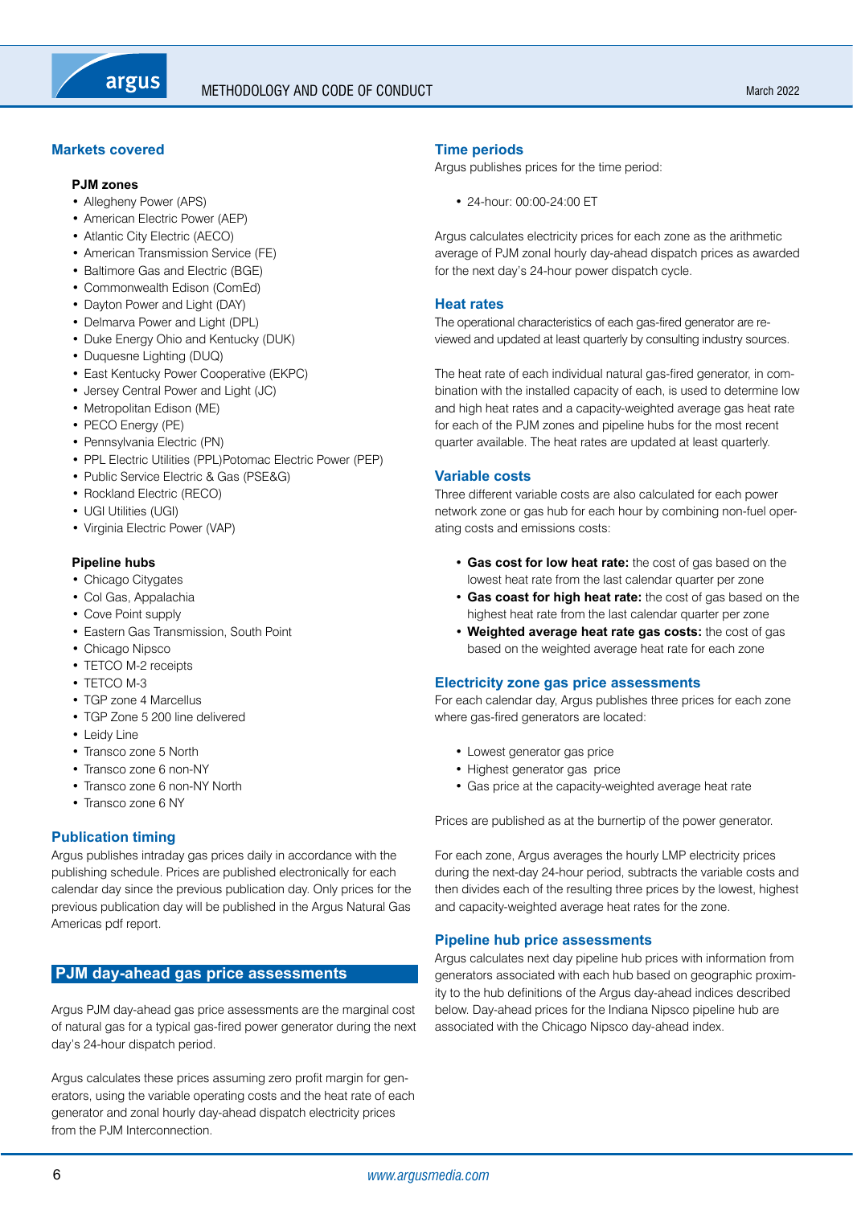## Markets covered

**PJM zones**

- Allegheny Power (APS)
- American Electric Power (AEP)
- Atlantic City Electric (AECO)
- American Transmission Service (FE)
- Baltimore Gas and Electric (BGE)
- Commonwealth Edison (ComEd)
- Dayton Power and Light (DAY)
- Delmarva Power and Light (DPL)
- Duke Energy Ohio and Kentucky (DUK)
- Duquesne Lighting (DUQ)
- East Kentucky Power Cooperative (EKPC)
- Jersey Central Power and Light (JC)
- Metropolitan Edison (ME)
- PECO Energy (PE)
- Pennsylvania Electric (PN)
- PPL Electric Utilities (PPL)Potomac Electric Power (PEP)
- Public Service Electric & Gas (PSE&G)
- Rockland Electric (RECO)
- UGI Utilities (UGI)
- Virginia Electric Power (VAP)

**Pipeline hubs**

- Chicago Citygates
- Col Gas, Appalachia
- Cove Point supply
- Eastern Gas Transmission, South Point
- Chicago Nipsco
- TETCO M-2 receipts
- TETCO M-3
- TGP zone 4 Marcellus
- TGP Zone 5 200 line delivered
- Leidy Line
- Transco zone 5 North
- Transco zone 6 non-NY
- Transco zone 6 non-NY North
- Transco zone 6 NY

## Publication timing

Argus publishes intraday gas prices daily in accordance with the publishing schedule. Prices are published electronically for each calendar day since the previous publication day. Only prices for the previous publication day will be published in the Argus Natural Gas Americas pdf report.

# PJM day-ahead gas price assessments

Argus PJM day-ahead gas price assessments are the marginal cost of natural gas for a typical gas-fired power generator during the next day's 24-hour dispatch period.

Argus calculates these prices assuming zero profit margin for generators, using the variable operating costs and the heat rate of each generator and zonal hourly day-ahead dispatch electricity prices from the PJM Interconnection.

## Time periods

Argus publishes prices for the time period:

- 24-hour: 00:00-24:00 ET

Argus calculates electricity prices for each zone as the arithmetic average of PJM zonal hourly day-ahead dispatch prices as awarded for the next day's 24-hour power dispatch cycle.

## Heat rates

The operational characteristics of each gas-fired generator are reviewed and updated at least quarterly by consulting industry sources.

The heat rate of each individual natural gas-fired generator, in combination with the installed capacity of each, is used to determine low and high heat rates and a capacity-weighted average gas heat rate for each of the PJM zones and pipeline hubs for the most recent quarter available. The heat rates are updated at least quarterly.

## Variable costs

Three different variable costs are also calculated for each power network zone or gas hub for each hour by combining non-fuel operating costs and emissions costs:

- **Gas cost for low heat rate:** the cost of gas based on the lowest heat rate from the last calendar quarter per zone
- **Gas coast for high heat rate:** the cost of gas based on the highest heat rate from the last calendar quarter per zone
- **Weighted average heat rate gas costs:** the cost of gas based on the weighted average heat rate for each zone

## Electricity zone gas price assessments

For each calendar day, Argus publishes three prices for each zone where gas-fired generators are located:

- Lowest generator gas price
- Highest generator gas price
- Gas price at the capacity-weighted average heat rate

Prices are published as at the burnertip of the power generator.

For each zone, Argus averages the hourly LMP electricity prices during the next-day 24-hour period, subtracts the variable costs and then divides each of the resulting three prices by the lowest, highest and capacity-weighted average heat rates for the zone.

## Pipeline hub price assessments

Argus calculates next day pipeline hub prices with information from generators associated with each hub based on geographic proximity to the hub definitions of the Argus day-ahead indices described below. Day-ahead prices for the Indiana Nipsco pipeline hub are associated with the Chicago Nipsco day-ahead index.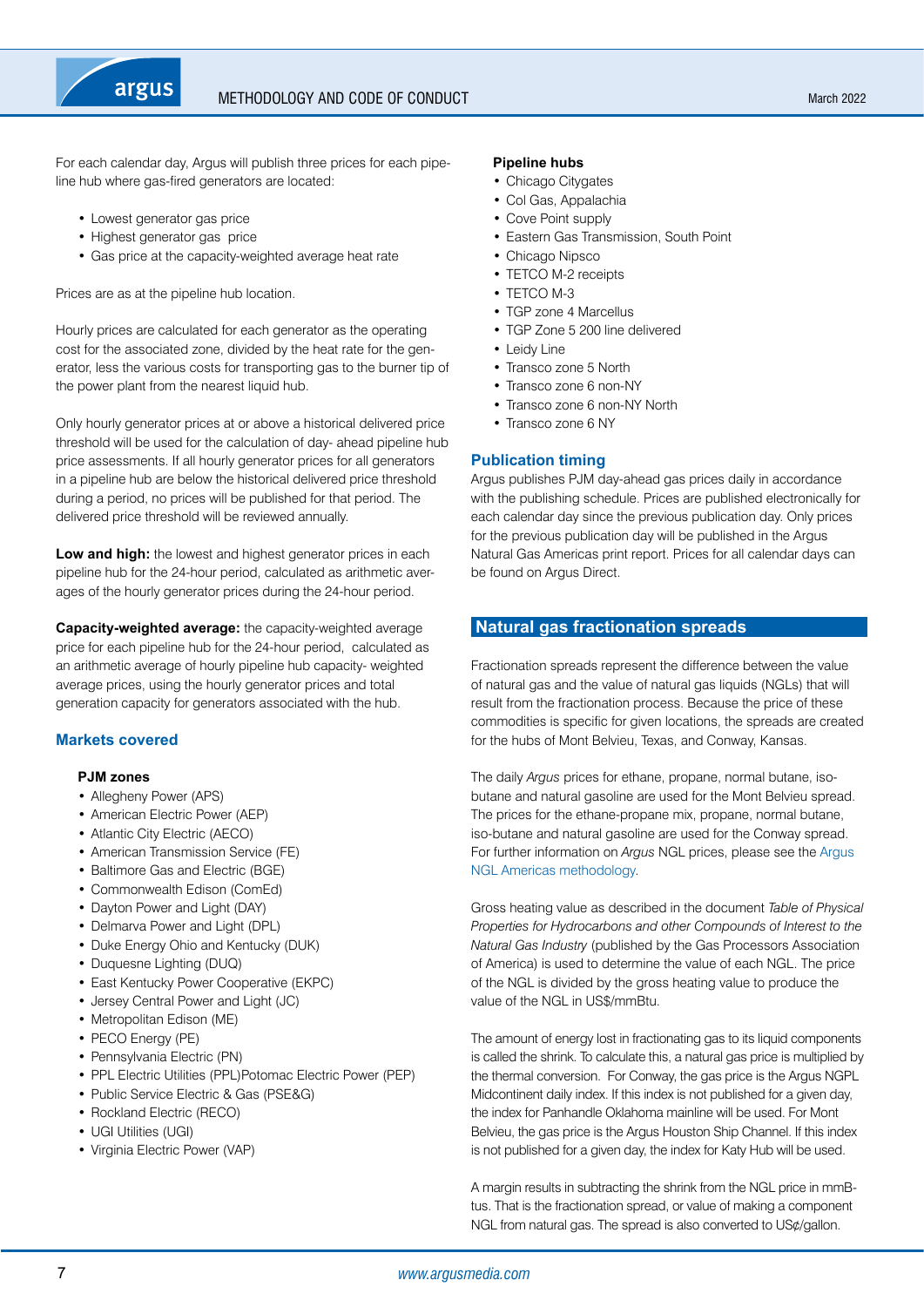For each calendar day, Argus will publish three prices for each pipeline hub where gas-fired generators are located:

- Lowest generator gas price
- Highest generator gas price
- Gas price at the capacity-weighted average heat rate

Prices are as at the pipeline hub location.

Hourly prices are calculated for each generator as the operating cost for the associated zone, divided by the heat rate for the generator, less the various costs for transporting gas to the burner tip of the power plant from the nearest liquid hub.

Only hourly generator prices at or above a historical delivered price threshold will be used for the calculation of day- ahead pipeline hub price assessments. If all hourly generator prices for all generators in a pipeline hub are below the historical delivered price threshold during a period, no prices will be published for that period. The delivered price threshold will be reviewed annually.

**Low and high:** the lowest and highest generator prices in each pipeline hub for the 24-hour period, calculated as arithmetic averages of the hourly generator prices during the 24-hour period.

**Capacity-weighted average:** the capacity-weighted average price for each pipeline hub for the 24-hour period, calculated as an arithmetic average of hourly pipeline hub capacity- weighted average prices, using the hourly generator prices and total generation capacity for generators associated with the hub.

### Markets covered

**PJM zones**

- Allegheny Power (APS)
- American Electric Power (AEP)
- Atlantic City Electric (AECO)
- American Transmission Service (FE)
- Baltimore Gas and Electric (BGE)
- Commonwealth Edison (ComEd)
- Dayton Power and Light (DAY)
- Delmarva Power and Light (DPL)
- Duke Energy Ohio and Kentucky (DUK)
- Duquesne Lighting (DUQ)
- East Kentucky Power Cooperative (EKPC)
- Jersey Central Power and Light (JC)
- Metropolitan Edison (ME)
- PECO Energy (PE)
- Pennsylvania Electric (PN)
- PPL Electric Utilities (PPL)Potomac Electric Power (PEP)
- Public Service Electric & Gas (PSE&G)
- Rockland Electric (RECO)
- UGI Utilities (UGI)
- Virginia Electric Power (VAP)

**Pipeline hubs**

- Chicago Citygates
- Col Gas, Appalachia
- Cove Point supply
- Eastern Gas Transmission, South Point
- Chicago Nipsco
- TETCO M-2 receipts
- TETCO M-3
- TGP zone 4 Marcellus
- TGP Zone 5 200 line delivered
- Leidy Line
- Transco zone 5 North
- Transco zone 6 non-NY
- Transco zone 6 non-NY North
- Transco zone 6 NY

### Publication timing

Argus publishes PJM day-ahead gas prices daily in accordance with the publishing schedule. Prices are published electronically for each calendar day since the previous publication day. Only prices for the previous publication day will be published in the Argus Natural Gas Americas print report. Prices for all calendar days can be found on Argus Direct.

## Natural gas fractionation spreads

Fractionation spreads represent the difference between the value of natural gas and the value of natural gas liquids (NGLs) that will result from the fractionation process. Because the price of these commodities is specific for given locations, the spreads are created for the hubs of Mont Belvieu, Texas, and Conway, Kansas.

The daily *Argus* prices for ethane, propane, normal butane, iso-butane and natural gasoline are used for the Mont Belvieu spread. The prices for the ethane-propane mix, propane, normal butane, iso-butane and natural gasoline are used for the Conway spread. For further information on *Argus* NGL prices, please see the Argus NGL Americas methodology.

Gross heating value as described in the document *Table of Physical Properties for Hydrocarbons and other Compounds of Interest to the Natural Gas Industry* (published by the Gas Processors Association of America) is used to determine the value of each NGL. The price of the NGL is divided by the gross heating value to produce the value of the NGL in US$/mmBtu.

The amount of energy lost in fractionating gas to its liquid components is called the shrink. To calculate this, a natural gas price is multiplied by the thermal conversion. For Conway, the gas price is the Argus NGPL Midcontinent daily index. If this index is not published for a given day, the index for Panhandle Oklahoma mainline will be used. For Mont Belvieu, the gas price is the Argus Houston Ship Channel. If this index is not published for a given day, the index for Katy Hub will be used.

A margin results in subtracting the shrink from the NGL price in mmBtus. That is the fractionation spread, or value of making a component NGL from natural gas. The spread is also converted to US¢/gallon.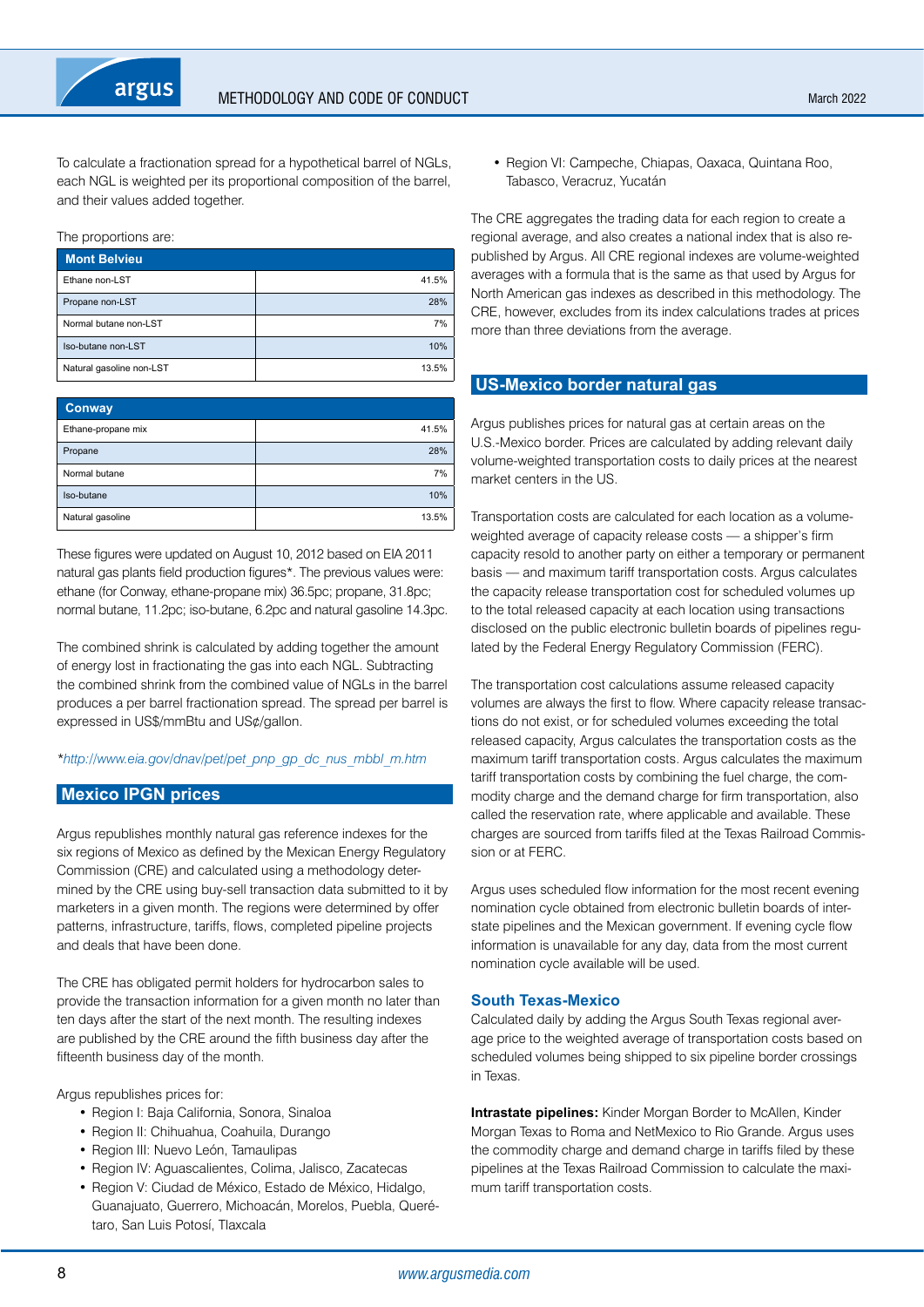To calculate a fractionation spread for a hypothetical barrel of NGLs, each NGL is weighted per its proportional composition of the barrel, and their values added together.

The proportions are:

| Mont Belvieu | |
|---|---|
| Ethane non-LST | 41.5% |
| Propane non-LST | 28% |
| Normal butane non-LST | 7% |
| Iso-butane non-LST | 10% |
| Natural gasoline non-LST | 13.5% |

| Conway | |
|---|---|
| Ethane-propane mix | 41.5% |
| Propane | 28% |
| Normal butane | 7% |
| Iso-butane | 10% |
| Natural gasoline | 13.5% |

These figures were updated on August 10, 2012 based on EIA 2011 natural gas plants field production figures*. The previous values were: ethane (for Conway, ethane-propane mix) 36.5pc; propane, 31.8pc; normal butane, 11.2pc; iso-butane, 6.2pc and natural gasoline 14.3pc.

The combined shrink is calculated by adding together the amount of energy lost in fractionating the gas into each NGL. Subtracting the combined shrink from the combined value of NGLs in the barrel produces a per barrel fractionation spread. The spread per barrel is expressed in US$/mmBtu and US¢/gallon.

*http://www.eia.gov/dnav/pet/pet_pnp_gp_dc_nus_mbbl_m.htm*

## Mexico IPGN prices

Argus republishes monthly natural gas reference indexes for the six regions of Mexico as defined by the Mexican Energy Regulatory Commission (CRE) and calculated using a methodology determined by the CRE using buy-sell transaction data submitted to it by marketers in a given month. The regions were determined by offer patterns, infrastructure, tariffs, flows, completed pipeline projects and deals that have been done.

The CRE has obligated permit holders for hydrocarbon sales to provide the transaction information for a given month no later than ten days after the start of the next month. The resulting indexes are published by the CRE around the fifth business day after the fifteenth business day of the month.

Argus republishes prices for:

- Region I: Baja California, Sonora, Sinaloa
- Region II: Chihuahua, Coahuila, Durango
- Region III: Nuevo León, Tamaulipas
- Region IV: Aguascalientes, Colima, Jalisco, Zacatecas
- Region V: Ciudad de México, Estado de México, Hidalgo, Guanajuato, Guerrero, Michoacán, Morelos, Puebla, Querétaro, San Luis Potosí, Tlaxcala
- Region VI: Campeche, Chiapas, Oaxaca, Quintana Roo, Tabasco, Veracruz, Yucatán

The CRE aggregates the trading data for each region to create a regional average, and also creates a national index that is also republished by Argus. All CRE regional indexes are volume-weighted averages with a formula that is the same as that used by Argus for North American gas indexes as described in this methodology. The CRE, however, excludes from its index calculations trades at prices more than three deviations from the average.

## US-Mexico border natural gas

Argus publishes prices for natural gas at certain areas on the U.S.-Mexico border. Prices are calculated by adding relevant daily volume-weighted transportation costs to daily prices at the nearest market centers in the US.

Transportation costs are calculated for each location as a volume-weighted average of capacity release costs — a shipper's firm capacity resold to another party on either a temporary or permanent basis — and maximum tariff transportation costs. Argus calculates the capacity release transportation cost for scheduled volumes up to the total released capacity at each location using transactions disclosed on the public electronic bulletin boards of pipelines regulated by the Federal Energy Regulatory Commission (FERC).

The transportation cost calculations assume released capacity volumes are always the first to flow. Where capacity release transactions do not exist, or for scheduled volumes exceeding the total released capacity, Argus calculates the transportation costs as the maximum tariff transportation costs. Argus calculates the maximum tariff transportation costs by combining the fuel charge, the commodity charge and the demand charge for firm transportation, also called the reservation rate, where applicable and available. These charges are sourced from tariffs filed at the Texas Railroad Commission or at FERC.

Argus uses scheduled flow information for the most recent evening nomination cycle obtained from electronic bulletin boards of interstate pipelines and the Mexican government. If evening cycle flow information is unavailable for any day, data from the most current nomination cycle available will be used.

### South Texas-Mexico

Calculated daily by adding the Argus South Texas regional average price to the weighted average of transportation costs based on scheduled volumes being shipped to six pipeline border crossings in Texas.

**Intrastate pipelines:** Kinder Morgan Border to McAllen, Kinder Morgan Texas to Roma and NetMexico to Rio Grande. Argus uses the commodity charge and demand charge in tariffs filed by these pipelines at the Texas Railroad Commission to calculate the maximum tariff transportation costs.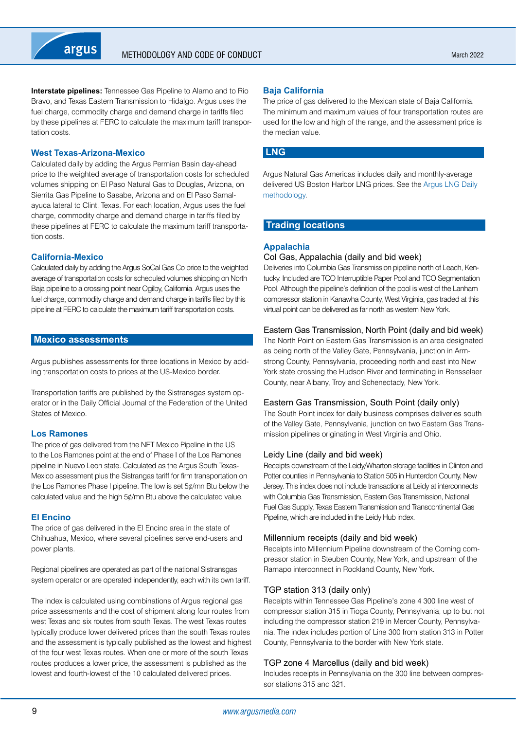**Interstate pipelines:** Tennessee Gas Pipeline to Alamo and to Rio Bravo, and Texas Eastern Transmission to Hidalgo. Argus uses the fuel charge, commodity charge and demand charge in tariffs filed by these pipelines at FERC to calculate the maximum tariff transportation costs.

### West Texas-Arizona-Mexico

Calculated daily by adding the Argus Permian Basin day-ahead price to the weighted average of transportation costs for scheduled volumes shipping on El Paso Natural Gas to Douglas, Arizona, on Sierrita Gas Pipeline to Sasabe, Arizona and on El Paso Samalayuca lateral to Clint, Texas. For each location, Argus uses the fuel charge, commodity charge and demand charge in tariffs filed by these pipelines at FERC to calculate the maximum tariff transportation costs.

### California-Mexico

Calculated daily by adding the Argus SoCal Gas Co price to the weighted average of transportation costs for scheduled volumes shipping on North Baja pipeline to a crossing point near Ogilby, California. Argus uses the fuel charge, commodity charge and demand charge in tariffs filed by this pipeline at FERC to calculate the maximum tariff transportation costs.

## Mexico assessments

Argus publishes assessments for three locations in Mexico by adding transportation costs to prices at the US-Mexico border.

Transportation tariffs are published by the Sistransgas system operator or in the Daily Official Journal of the Federation of the United States of Mexico.

### Los Ramones

The price of gas delivered from the NET Mexico Pipeline in the US to the Los Ramones point at the end of Phase I of the Los Ramones pipeline in Nuevo Leon state. Calculated as the Argus South Texas-Mexico assessment plus the Sistrangas tariff for firm transportation on the Los Ramones Phase I pipeline. The low is set 5¢/mn Btu below the calculated value and the high 5¢/mn Btu above the calculated value.

### El Encino

The price of gas delivered in the El Encino area in the state of Chihuahua, Mexico, where several pipelines serve end-users and power plants.

Regional pipelines are operated as part of the national Sistransgas system operator or are operated independently, each with its own tariff.

The index is calculated using combinations of Argus regional gas price assessments and the cost of shipment along four routes from west Texas and six routes from south Texas. The west Texas routes typically produce lower delivered prices than the south Texas routes and the assessment is typically published as the lowest and highest of the four west Texas routes. When one or more of the south Texas routes produces a lower price, the assessment is published as the lowest and fourth-lowest of the 10 calculated delivered prices.

### Baja California

The price of gas delivered to the Mexican state of Baja California. The minimum and maximum values of four transportation routes are used for the low and high of the range, and the assessment price is the median value.

## LNG

Argus Natural Gas Americas includes daily and monthly-average delivered US Boston Harbor LNG prices. See the Argus LNG Daily methodology.

## Trading locations

### Appalachia

#### Col Gas, Appalachia (daily and bid week)

Deliveries into Columbia Gas Transmission pipeline north of Leach, Kentucky. Included are TCO Interruptible Paper Pool and TCO Segmentation Pool. Although the pipeline's definition of the pool is west of the Lanham compressor station in Kanawha County, West Virginia, gas traded at this virtual point can be delivered as far north as western New York.

#### Eastern Gas Transmission, North Point (daily and bid week)

The North Point on Eastern Gas Transmission is an area designated as being north of the Valley Gate, Pennsylvania, junction in Armstrong County, Pennsylvania, proceeding north and east into New York state crossing the Hudson River and terminating in Rensselaer County, near Albany, Troy and Schenectady, New York.

#### Eastern Gas Transmission, South Point (daily only)

The South Point index for daily business comprises deliveries south of the Valley Gate, Pennsylvania, junction on two Eastern Gas Transmission pipelines originating in West Virginia and Ohio.

#### Leidy Line (daily and bid week)

Receipts downstream of the Leidy/Wharton storage facilities in Clinton and Potter counties in Pennsylvania to Station 505 in Hunterdon County, New Jersey. This index does not include transactions at Leidy at interconnects with Columbia Gas Transmission, Eastern Gas Transmission, National Fuel Gas Supply, Texas Eastern Transmission and Transcontinental Gas Pipeline, which are included in the Leidy Hub index.

#### Millennium receipts (daily and bid week)

Receipts into Millennium Pipeline downstream of the Corning compressor station in Steuben County, New York, and upstream of the Ramapo interconnect in Rockland County, New York.

#### TGP station 313 (daily only)

Receipts within Tennessee Gas Pipeline's zone 4 300 line west of compressor station 315 in Tioga County, Pennsylvania, up to but not including the compressor station 219 in Mercer County, Pennsylvania. The index includes portion of Line 300 from station 313 in Potter County, Pennsylvania to the border with New York state.

#### TGP zone 4 Marcellus (daily and bid week)

Includes receipts in Pennsylvania on the 300 line between compressor stations 315 and 321.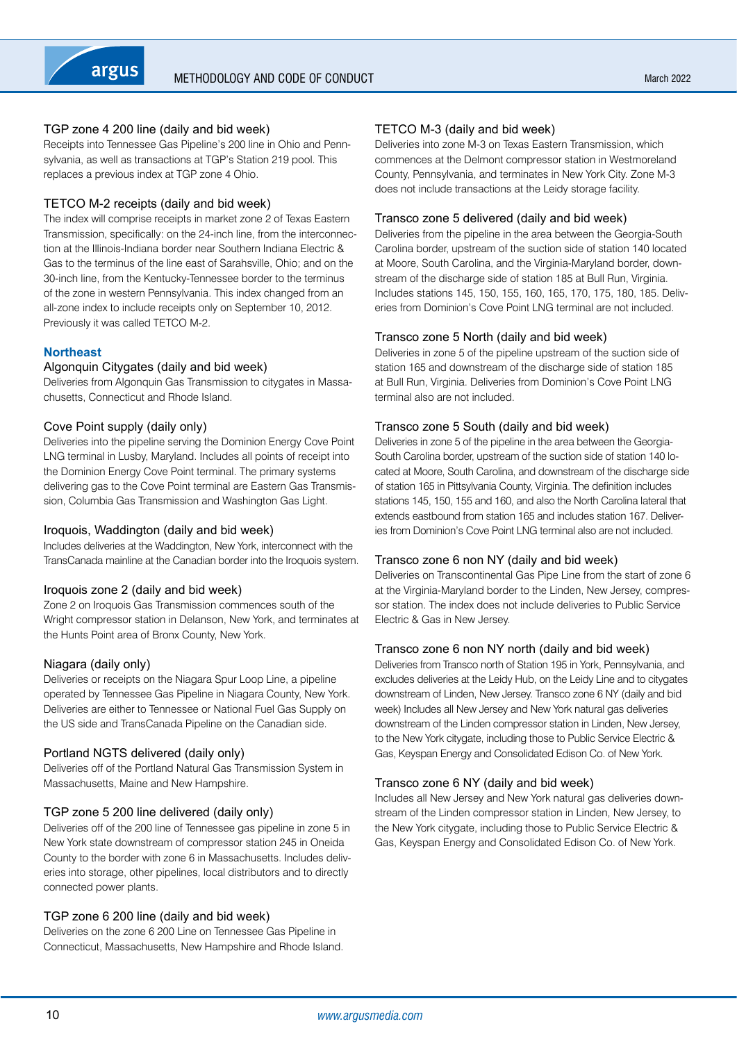### TGP zone 4 200 line (daily and bid week)

Receipts into Tennessee Gas Pipeline's 200 line in Ohio and Pennsylvania, as well as transactions at TGP's Station 219 pool. This replaces a previous index at TGP zone 4 Ohio.

### TETCO M-2 receipts (daily and bid week)

The index will comprise receipts in market zone 2 of Texas Eastern Transmission, specifically: on the 24-inch line, from the interconnection at the Illinois-Indiana border near Southern Indiana Electric & Gas to the terminus of the line east of Sarahsville, Ohio; and on the 30-inch line, from the Kentucky-Tennessee border to the terminus of the zone in western Pennsylvania. This index changed from an all-zone index to include receipts only on September 10, 2012. Previously it was called TETCO M-2.

## Northeast

### Algonquin Citygates (daily and bid week)

Deliveries from Algonquin Gas Transmission to citygates in Massachusetts, Connecticut and Rhode Island.

### Cove Point supply (daily only)

Deliveries into the pipeline serving the Dominion Energy Cove Point LNG terminal in Lusby, Maryland. Includes all points of receipt into the Dominion Energy Cove Point terminal. The primary systems delivering gas to the Cove Point terminal are Eastern Gas Transmission, Columbia Gas Transmission and Washington Gas Light.

### Iroquois, Waddington (daily and bid week)

Includes deliveries at the Waddington, New York, interconnect with the TransCanada mainline at the Canadian border into the Iroquois system.

### Iroquois zone 2 (daily and bid week)

Zone 2 on Iroquois Gas Transmission commences south of the Wright compressor station in Delanson, New York, and terminates at the Hunts Point area of Bronx County, New York.

### Niagara (daily only)

Deliveries or receipts on the Niagara Spur Loop Line, a pipeline operated by Tennessee Gas Pipeline in Niagara County, New York. Deliveries are either to Tennessee or National Fuel Gas Supply on the US side and TransCanada Pipeline on the Canadian side.

### Portland NGTS delivered (daily only)

Deliveries off of the Portland Natural Gas Transmission System in Massachusetts, Maine and New Hampshire.

### TGP zone 5 200 line delivered (daily only)

Deliveries off of the 200 line of Tennessee gas pipeline in zone 5 in New York state downstream of compressor station 245 in Oneida County to the border with zone 6 in Massachusetts. Includes deliveries into storage, other pipelines, local distributors and to directly connected power plants.

### TGP zone 6 200 line (daily and bid week)

Deliveries on the zone 6 200 Line on Tennessee Gas Pipeline in Connecticut, Massachusetts, New Hampshire and Rhode Island.

### TETCO M-3 (daily and bid week)

Deliveries into zone M-3 on Texas Eastern Transmission, which commences at the Delmont compressor station in Westmoreland County, Pennsylvania, and terminates in New York City. Zone M-3 does not include transactions at the Leidy storage facility.

### Transco zone 5 delivered (daily and bid week)

Deliveries from the pipeline in the area between the Georgia-South Carolina border, upstream of the suction side of station 140 located at Moore, South Carolina, and the Virginia-Maryland border, downstream of the discharge side of station 185 at Bull Run, Virginia. Includes stations 145, 150, 155, 160, 165, 170, 175, 180, 185. Deliveries from Dominion's Cove Point LNG terminal are not included.

### Transco zone 5 North (daily and bid week)

Deliveries in zone 5 of the pipeline upstream of the suction side of station 165 and downstream of the discharge side of station 185 at Bull Run, Virginia. Deliveries from Dominion's Cove Point LNG terminal also are not included.

### Transco zone 5 South (daily and bid week)

Deliveries in zone 5 of the pipeline in the area between the Georgia-South Carolina border, upstream of the suction side of station 140 located at Moore, South Carolina, and downstream of the discharge side of station 165 in Pittsylvania County, Virginia. The definition includes stations 145, 150, 155 and 160, and also the North Carolina lateral that extends eastbound from station 165 and includes station 167. Deliveries from Dominion's Cove Point LNG terminal also are not included.

### Transco zone 6 non NY (daily and bid week)

Deliveries on Transcontinental Gas Pipe Line from the start of zone 6 at the Virginia-Maryland border to the Linden, New Jersey, compressor station. The index does not include deliveries to Public Service Electric & Gas in New Jersey.

### Transco zone 6 non NY north (daily and bid week)

Deliveries from Transco north of Station 195 in York, Pennsylvania, and excludes deliveries at the Leidy Hub, on the Leidy Line and to citygates downstream of Linden, New Jersey. Transco zone 6 NY (daily and bid week) Includes all New Jersey and New York natural gas deliveries downstream of the Linden compressor station in Linden, New Jersey, to the New York citygate, including those to Public Service Electric & Gas, Keyspan Energy and Consolidated Edison Co. of New York.

### Transco zone 6 NY (daily and bid week)

Includes all New Jersey and New York natural gas deliveries downstream of the Linden compressor station in Linden, New Jersey, to the New York citygate, including those to Public Service Electric & Gas, Keyspan Energy and Consolidated Edison Co. of New York.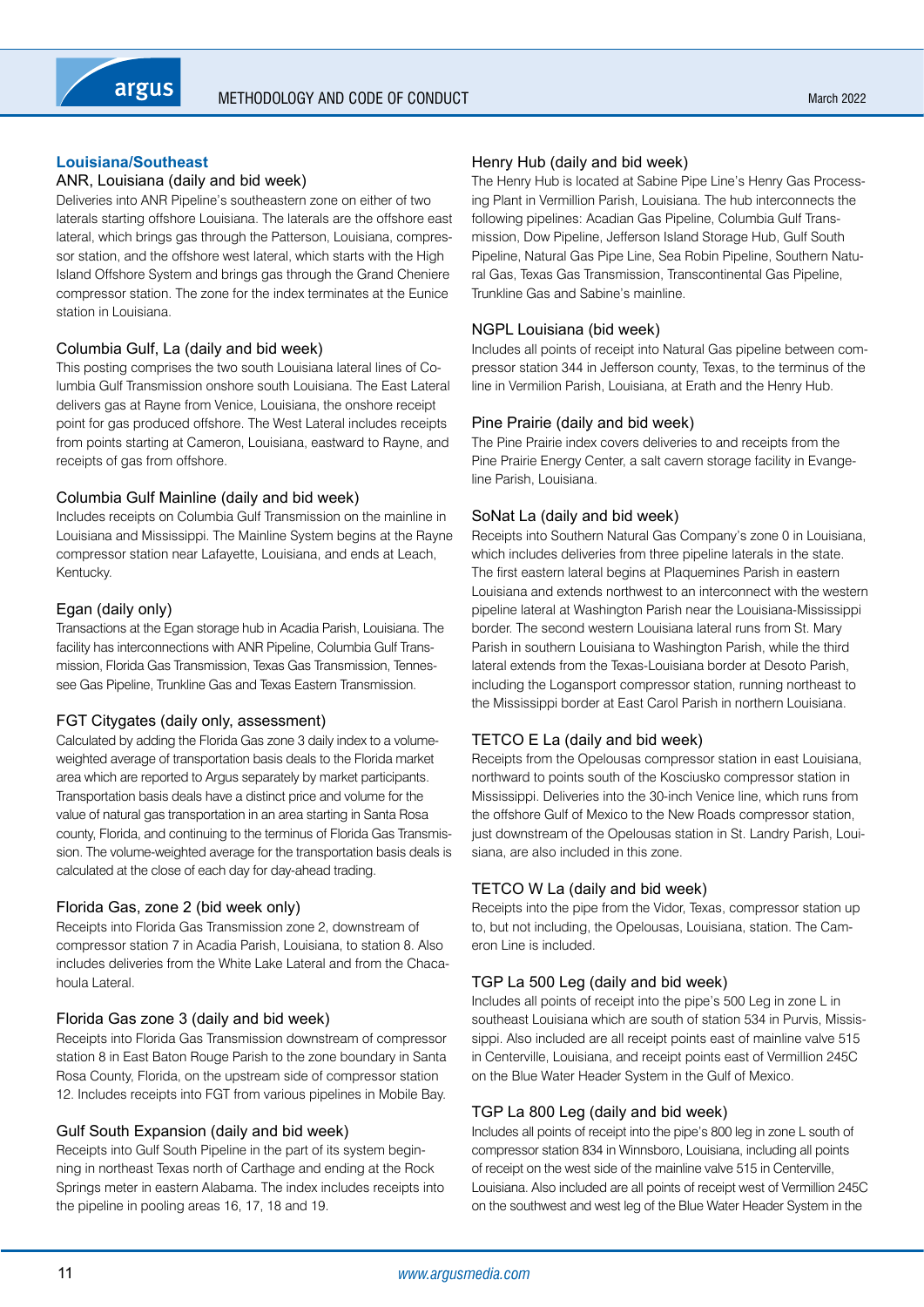## Louisiana/Southeast

### ANR, Louisiana (daily and bid week)

Deliveries into ANR Pipeline's southeastern zone on either of two laterals starting offshore Louisiana. The laterals are the offshore east lateral, which brings gas through the Patterson, Louisiana, compressor station, and the offshore west lateral, which starts with the High Island Offshore System and brings gas through the Grand Cheniere compressor station. The zone for the index terminates at the Eunice station in Louisiana.

### Columbia Gulf, La (daily and bid week)

This posting comprises the two south Louisiana lateral lines of Columbia Gulf Transmission onshore south Louisiana. The East Lateral delivers gas at Rayne from Venice, Louisiana, the onshore receipt point for gas produced offshore. The West Lateral includes receipts from points starting at Cameron, Louisiana, eastward to Rayne, and receipts of gas from offshore.

### Columbia Gulf Mainline (daily and bid week)

Includes receipts on Columbia Gulf Transmission on the mainline in Louisiana and Mississippi. The Mainline System begins at the Rayne compressor station near Lafayette, Louisiana, and ends at Leach, Kentucky.

### Egan (daily only)

Transactions at the Egan storage hub in Acadia Parish, Louisiana. The facility has interconnections with ANR Pipeline, Columbia Gulf Transmission, Florida Gas Transmission, Texas Gas Transmission, Tennessee Gas Pipeline, Trunkline Gas and Texas Eastern Transmission.

### FGT Citygates (daily only, assessment)

Calculated by adding the Florida Gas zone 3 daily index to a volume-weighted average of transportation basis deals to the Florida market area which are reported to Argus separately by market participants. Transportation basis deals have a distinct price and volume for the value of natural gas transportation in an area starting in Santa Rosa county, Florida, and continuing to the terminus of Florida Gas Transmission. The volume-weighted average for the transportation basis deals is calculated at the close of each day for day-ahead trading.

### Florida Gas, zone 2 (bid week only)

Receipts into Florida Gas Transmission zone 2, downstream of compressor station 7 in Acadia Parish, Louisiana, to station 8. Also includes deliveries from the White Lake Lateral and from the Chacahoula Lateral.

### Florida Gas zone 3 (daily and bid week)

Receipts into Florida Gas Transmission downstream of compressor station 8 in East Baton Rouge Parish to the zone boundary in Santa Rosa County, Florida, on the upstream side of compressor station 12. Includes receipts into FGT from various pipelines in Mobile Bay.

### Gulf South Expansion (daily and bid week)

Receipts into Gulf South Pipeline in the part of its system beginning in northeast Texas north of Carthage and ending at the Rock Springs meter in eastern Alabama. The index includes receipts into the pipeline in pooling areas 16, 17, 18 and 19.

### Henry Hub (daily and bid week)

The Henry Hub is located at Sabine Pipe Line's Henry Gas Processing Plant in Vermillion Parish, Louisiana. The hub interconnects the following pipelines: Acadian Gas Pipeline, Columbia Gulf Transmission, Dow Pipeline, Jefferson Island Storage Hub, Gulf South Pipeline, Natural Gas Pipe Line, Sea Robin Pipeline, Southern Natural Gas, Texas Gas Transmission, Transcontinental Gas Pipeline, Trunkline Gas and Sabine's mainline.

### NGPL Louisiana (bid week)

Includes all points of receipt into Natural Gas pipeline between compressor station 344 in Jefferson county, Texas, to the terminus of the line in Vermilion Parish, Louisiana, at Erath and the Henry Hub.

### Pine Prairie (daily and bid week)

The Pine Prairie index covers deliveries to and receipts from the Pine Prairie Energy Center, a salt cavern storage facility in Evangeline Parish, Louisiana.

### SoNat La (daily and bid week)

Receipts into Southern Natural Gas Company's zone 0 in Louisiana, which includes deliveries from three pipeline laterals in the state. The first eastern lateral begins at Plaquemines Parish in eastern Louisiana and extends northwest to an interconnect with the western pipeline lateral at Washington Parish near the Louisiana-Mississippi border. The second western Louisiana lateral runs from St. Mary Parish in southern Louisiana to Washington Parish, while the third lateral extends from the Texas-Louisiana border at Desoto Parish, including the Logansport compressor station, running northeast to the Mississippi border at East Carol Parish in northern Louisiana.

### TETCO E La (daily and bid week)

Receipts from the Opelousas compressor station in east Louisiana, northward to points south of the Kosciusko compressor station in Mississippi. Deliveries into the 30-inch Venice line, which runs from the offshore Gulf of Mexico to the New Roads compressor station, just downstream of the Opelousas station in St. Landry Parish, Louisiana, are also included in this zone.

### TETCO W La (daily and bid week)

Receipts into the pipe from the Vidor, Texas, compressor station up to, but not including, the Opelousas, Louisiana, station. The Cameron Line is included.

### TGP La 500 Leg (daily and bid week)

Includes all points of receipt into the pipe's 500 Leg in zone L in southeast Louisiana which are south of station 534 in Purvis, Mississippi. Also included are all receipt points east of mainline valve 515 in Centerville, Louisiana, and receipt points east of Vermillion 245C on the Blue Water Header System in the Gulf of Mexico.

### TGP La 800 Leg (daily and bid week)

Includes all points of receipt into the pipe's 800 leg in zone L south of compressor station 834 in Winnsboro, Louisiana, including all points of receipt on the west side of the mainline valve 515 in Centerville, Louisiana. Also included are all points of receipt west of Vermillion 245C on the southwest and west leg of the Blue Water Header System in the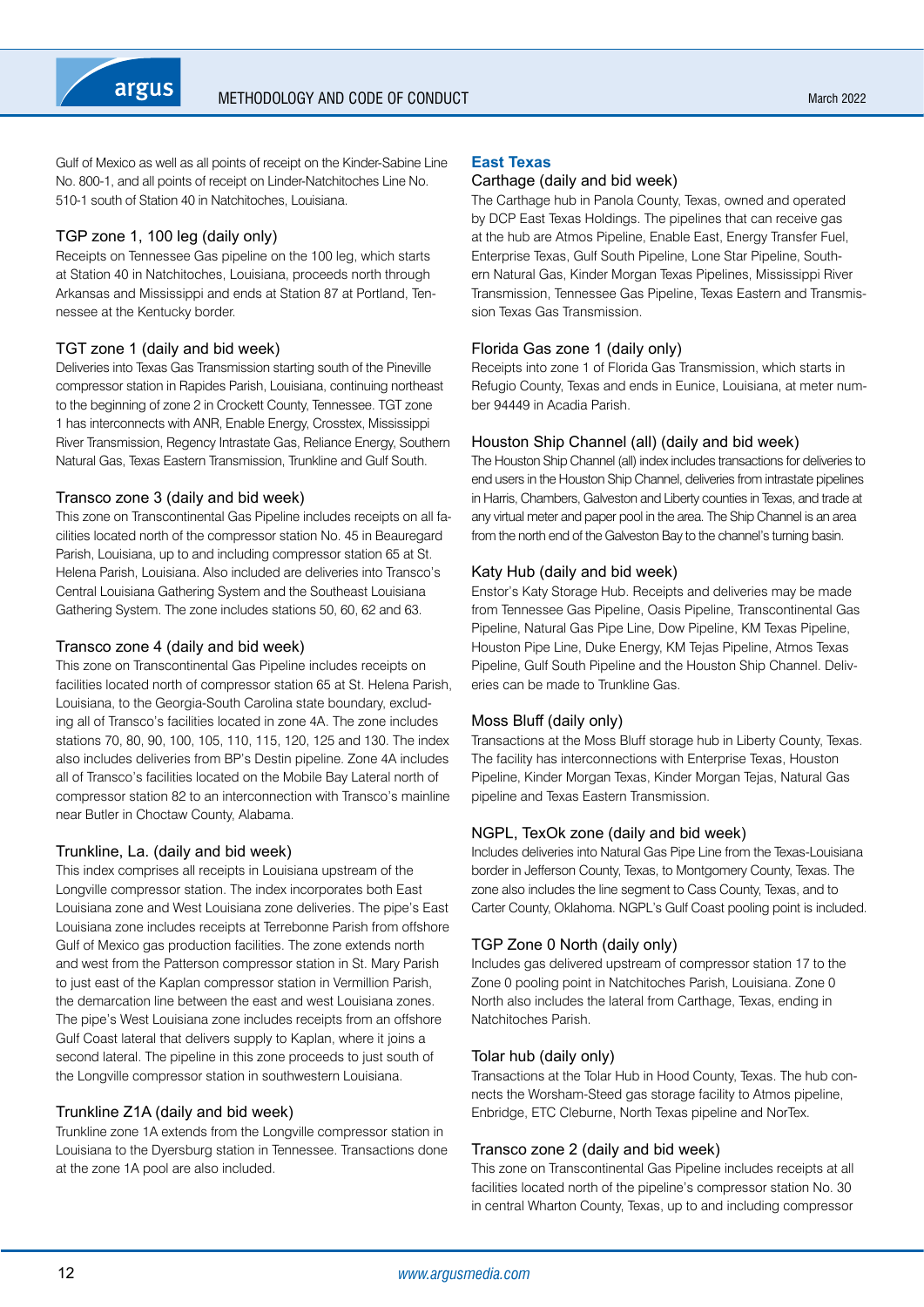Gulf of Mexico as well as all points of receipt on the Kinder-Sabine Line No. 800-1, and all points of receipt on Linder-Natchitoches Line No. 510-1 south of Station 40 in Natchitoches, Louisiana.

### TGP zone 1, 100 leg (daily only)

Receipts on Tennessee Gas pipeline on the 100 leg, which starts at Station 40 in Natchitoches, Louisiana, proceeds north through Arkansas and Mississippi and ends at Station 87 at Portland, Tennessee at the Kentucky border.

### TGT zone 1 (daily and bid week)

Deliveries into Texas Gas Transmission starting south of the Pineville compressor station in Rapides Parish, Louisiana, continuing northeast to the beginning of zone 2 in Crockett County, Tennessee. TGT zone 1 has interconnects with ANR, Enable Energy, Crosstex, Mississippi River Transmission, Regency Intrastate Gas, Reliance Energy, Southern Natural Gas, Texas Eastern Transmission, Trunkline and Gulf South.

### Transco zone 3 (daily and bid week)

This zone on Transcontinental Gas Pipeline includes receipts on all facilities located north of the compressor station No. 45 in Beauregard Parish, Louisiana, up to and including compressor station 65 at St. Helena Parish, Louisiana. Also included are deliveries into Transco's Central Louisiana Gathering System and the Southeast Louisiana Gathering System. The zone includes stations 50, 60, 62 and 63.

### Transco zone 4 (daily and bid week)

This zone on Transcontinental Gas Pipeline includes receipts on facilities located north of compressor station 65 at St. Helena Parish, Louisiana, to the Georgia-South Carolina state boundary, excluding all of Transco's facilities located in zone 4A. The zone includes stations 70, 80, 90, 100, 105, 110, 115, 120, 125 and 130. The index also includes deliveries from BP's Destin pipeline. Zone 4A includes all of Transco's facilities located on the Mobile Bay Lateral north of compressor station 82 to an interconnection with Transco's mainline near Butler in Choctaw County, Alabama.

### Trunkline, La. (daily and bid week)

This index comprises all receipts in Louisiana upstream of the Longville compressor station. The index incorporates both East Louisiana zone and West Louisiana zone deliveries. The pipe's East Louisiana zone includes receipts at Terrebonne Parish from offshore Gulf of Mexico gas production facilities. The zone extends north and west from the Patterson compressor station in St. Mary Parish to just east of the Kaplan compressor station in Vermillion Parish, the demarcation line between the east and west Louisiana zones. The pipe's West Louisiana zone includes receipts from an offshore Gulf Coast lateral that delivers supply to Kaplan, where it joins a second lateral. The pipeline in this zone proceeds to just south of the Longville compressor station in southwestern Louisiana.

### Trunkline Z1A (daily and bid week)

Trunkline zone 1A extends from the Longville compressor station in Louisiana to the Dyersburg station in Tennessee. Transactions done at the zone 1A pool are also included.

## East Texas

### Carthage (daily and bid week)

The Carthage hub in Panola County, Texas, owned and operated by DCP East Texas Holdings. The pipelines that can receive gas at the hub are Atmos Pipeline, Enable East, Energy Transfer Fuel, Enterprise Texas, Gulf South Pipeline, Lone Star Pipeline, Southern Natural Gas, Kinder Morgan Texas Pipelines, Mississippi River Transmission, Tennessee Gas Pipeline, Texas Eastern and Transmission Texas Gas Transmission.

### Florida Gas zone 1 (daily only)

Receipts into zone 1 of Florida Gas Transmission, which starts in Refugio County, Texas and ends in Eunice, Louisiana, at meter number 94449 in Acadia Parish.

### Houston Ship Channel (all) (daily and bid week)

The Houston Ship Channel (all) index includes transactions for deliveries to end users in the Houston Ship Channel, deliveries from intrastate pipelines in Harris, Chambers, Galveston and Liberty counties in Texas, and trade at any virtual meter and paper pool in the area. The Ship Channel is an area from the north end of the Galveston Bay to the channel's turning basin.

### Katy Hub (daily and bid week)

Enstor's Katy Storage Hub. Receipts and deliveries may be made from Tennessee Gas Pipeline, Oasis Pipeline, Transcontinental Gas Pipeline, Natural Gas Pipe Line, Dow Pipeline, KM Texas Pipeline, Houston Pipe Line, Duke Energy, KM Tejas Pipeline, Atmos Texas Pipeline, Gulf South Pipeline and the Houston Ship Channel. Deliveries can be made to Trunkline Gas.

### Moss Bluff (daily only)

Transactions at the Moss Bluff storage hub in Liberty County, Texas. The facility has interconnections with Enterprise Texas, Houston Pipeline, Kinder Morgan Texas, Kinder Morgan Tejas, Natural Gas pipeline and Texas Eastern Transmission.

### NGPL, TexOk zone (daily and bid week)

Includes deliveries into Natural Gas Pipe Line from the Texas-Louisiana border in Jefferson County, Texas, to Montgomery County, Texas. The zone also includes the line segment to Cass County, Texas, and to Carter County, Oklahoma. NGPL's Gulf Coast pooling point is included.

### TGP Zone 0 North (daily only)

Includes gas delivered upstream of compressor station 17 to the Zone 0 pooling point in Natchitoches Parish, Louisiana. Zone 0 North also includes the lateral from Carthage, Texas, ending in Natchitoches Parish.

### Tolar hub (daily only)

Transactions at the Tolar Hub in Hood County, Texas. The hub connects the Worsham-Steed gas storage facility to Atmos pipeline, Enbridge, ETC Cleburne, North Texas pipeline and NorTex.

### Transco zone 2 (daily and bid week)

This zone on Transcontinental Gas Pipeline includes receipts at all facilities located north of the pipeline's compressor station No. 30 in central Wharton County, Texas, up to and including compressor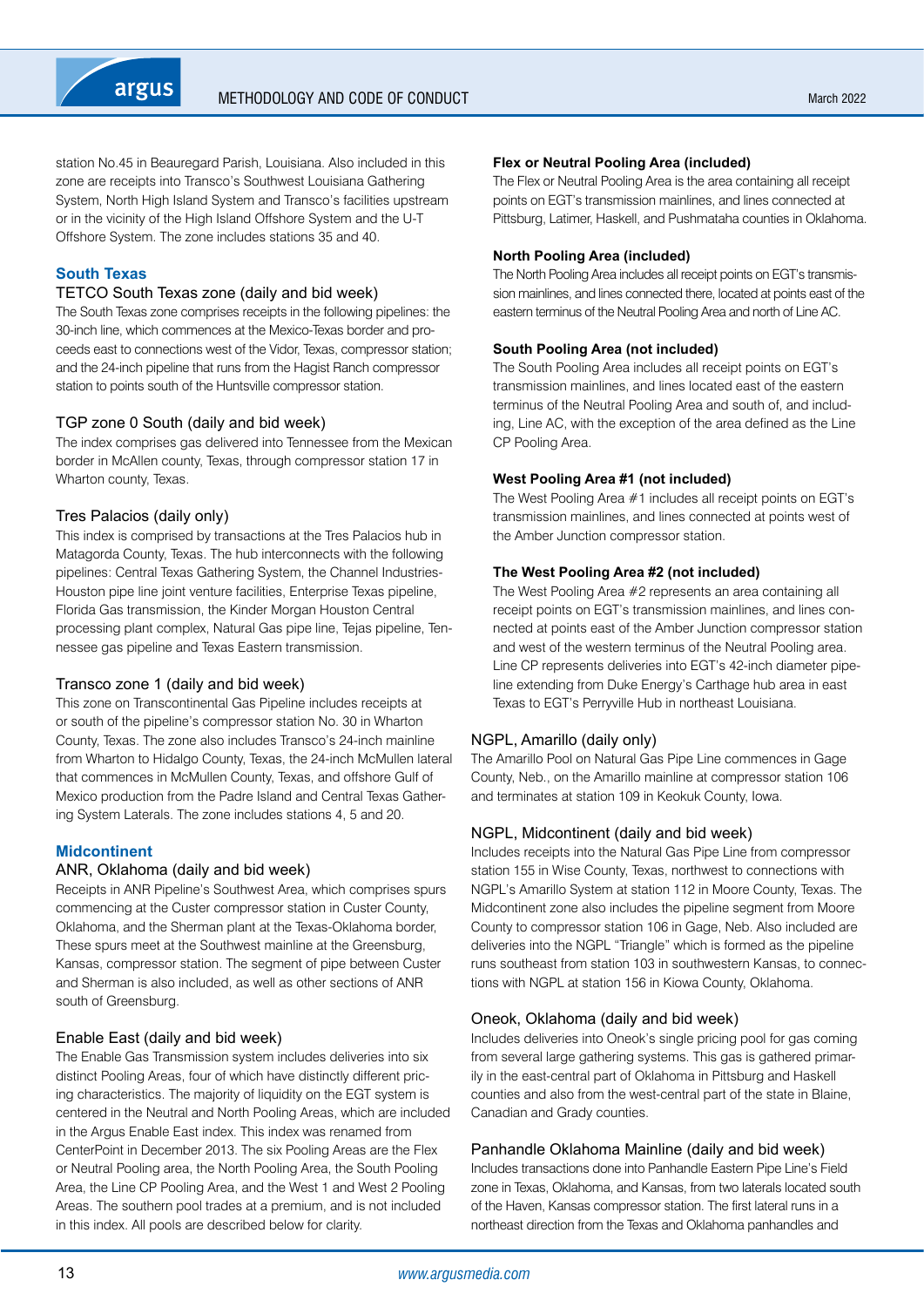station No.45 in Beauregard Parish, Louisiana. Also included in this zone are receipts into Transco's Southwest Louisiana Gathering System, North High Island System and Transco's facilities upstream or in the vicinity of the High Island Offshore System and the U-T Offshore System. The zone includes stations 35 and 40.

## South Texas

### TETCO South Texas zone (daily and bid week)

The South Texas zone comprises receipts in the following pipelines: the 30-inch line, which commences at the Mexico-Texas border and proceeds east to connections west of the Vidor, Texas, compressor station; and the 24-inch pipeline that runs from the Hagist Ranch compressor station to points south of the Huntsville compressor station.

### TGP zone 0 South (daily and bid week)

The index comprises gas delivered into Tennessee from the Mexican border in McAllen county, Texas, through compressor station 17 in Wharton county, Texas.

### Tres Palacios (daily only)

This index is comprised by transactions at the Tres Palacios hub in Matagorda County, Texas. The hub interconnects with the following pipelines: Central Texas Gathering System, the Channel Industries-Houston pipe line joint venture facilities, Enterprise Texas pipeline, Florida Gas transmission, the Kinder Morgan Houston Central processing plant complex, Natural Gas pipe line, Tejas pipeline, Tennessee gas pipeline and Texas Eastern transmission.

### Transco zone 1 (daily and bid week)

This zone on Transcontinental Gas Pipeline includes receipts at or south of the pipeline's compressor station No. 30 in Wharton County, Texas. The zone also includes Transco's 24-inch mainline from Wharton to Hidalgo County, Texas, the 24-inch McMullen lateral that commences in McMullen County, Texas, and offshore Gulf of Mexico production from the Padre Island and Central Texas Gathering System Laterals. The zone includes stations 4, 5 and 20.

## Midcontinent

### ANR, Oklahoma (daily and bid week)

Receipts in ANR Pipeline's Southwest Area, which comprises spurs commencing at the Custer compressor station in Custer County, Oklahoma, and the Sherman plant at the Texas-Oklahoma border. These spurs meet at the Southwest mainline at the Greensburg, Kansas, compressor station. The segment of pipe between Custer and Sherman is also included, as well as other sections of ANR south of Greensburg.

### Enable East (daily and bid week)

The Enable Gas Transmission system includes deliveries into six distinct Pooling Areas, four of which have distinctly different pricing characteristics. The majority of liquidity on the EGT system is centered in the Neutral and North Pooling Areas, which are included in the Argus Enable East index. This index was renamed from CenterPoint in December 2013. The six Pooling Areas are the Flex or Neutral Pooling area, the North Pooling Area, the South Pooling Area, the Line CP Pooling Area, and the West 1 and West 2 Pooling Areas. The southern pool trades at a premium, and is not included in this index. All pools are described below for clarity.

**Flex or Neutral Pooling Area (included)**

The Flex or Neutral Pooling Area is the area containing all receipt points on EGT's transmission mainlines, and lines connected at Pittsburg, Latimer, Haskell, and Pushmataha counties in Oklahoma.

**North Pooling Area (included)**

The North Pooling Area includes all receipt points on EGT's transmission mainlines, and lines connected there, located at points east of the eastern terminus of the Neutral Pooling Area and north of Line AC.

**South Pooling Area (not included)**

The South Pooling Area includes all receipt points on EGT's transmission mainlines, and lines located east of the eastern terminus of the Neutral Pooling Area and south of, and including, Line AC, with the exception of the area defined as the Line CP Pooling Area.

**West Pooling Area #1 (not included)**

The West Pooling Area #1 includes all receipt points on EGT's transmission mainlines, and lines connected at points west of the Amber Junction compressor station.

**The West Pooling Area #2 (not included)**

The West Pooling Area #2 represents an area containing all receipt points on EGT's transmission mainlines, and lines connected at points east of the Amber Junction compressor station and west of the western terminus of the Neutral Pooling area. Line CP represents deliveries into EGT's 42-inch diameter pipeline extending from Duke Energy's Carthage hub area in east Texas to EGT's Perryville Hub in northeast Louisiana.

### NGPL, Amarillo (daily only)

The Amarillo Pool on Natural Gas Pipe Line commences in Gage County, Neb., on the Amarillo mainline at compressor station 106 and terminates at station 109 in Keokuk County, Iowa.

### NGPL, Midcontinent (daily and bid week)

Includes receipts into the Natural Gas Pipe Line from compressor station 155 in Wise County, Texas, northwest to connections with NGPL's Amarillo System at station 112 in Moore County, Texas. The Midcontinent zone also includes the pipeline segment from Moore County to compressor station 106 in Gage, Neb. Also included are deliveries into the NGPL "Triangle" which is formed as the pipeline runs southeast from station 103 in southwestern Kansas, to connections with NGPL at station 156 in Kiowa County, Oklahoma.

### Oneok, Oklahoma (daily and bid week)

Includes deliveries into Oneok's single pricing pool for gas coming from several large gathering systems. This gas is gathered primarily in the east-central part of Oklahoma in Pittsburg and Haskell counties and also from the west-central part of the state in Blaine, Canadian and Grady counties.

### Panhandle Oklahoma Mainline (daily and bid week)

Includes transactions done into Panhandle Eastern Pipe Line's Field zone in Texas, Oklahoma, and Kansas, from two laterals located south of the Haven, Kansas compressor station. The first lateral runs in a northeast direction from the Texas and Oklahoma panhandles and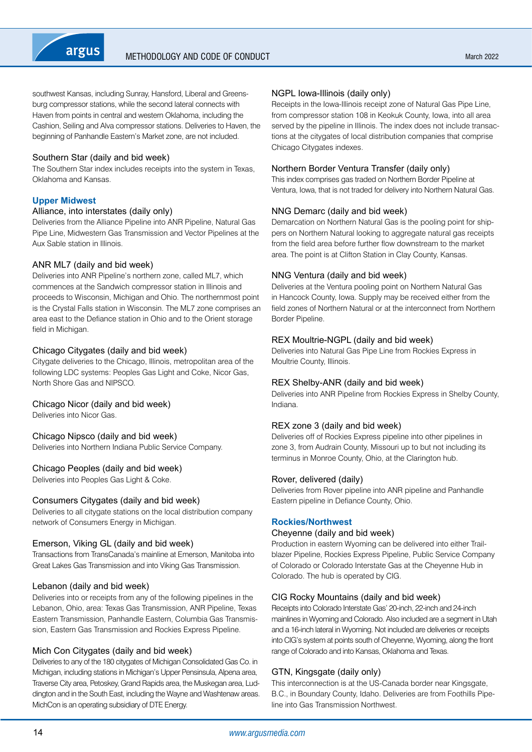southwest Kansas, including Sunray, Hansford, Liberal and Greensburg compressor stations, while the second lateral connects with Haven from points in central and western Oklahoma, including the Cashion, Seiling and Alva compressor stations. Deliveries to Haven, the beginning of Panhandle Eastern's Market zone, are not included.

### Southern Star (daily and bid week)

The Southern Star index includes receipts into the system in Texas, Oklahoma and Kansas.

## Upper Midwest

### Alliance, into interstates (daily only)

Deliveries from the Alliance Pipeline into ANR Pipeline, Natural Gas Pipe Line, Midwestern Gas Transmission and Vector Pipelines at the Aux Sable station in Illinois.

### ANR ML7 (daily and bid week)

Deliveries into ANR Pipeline's northern zone, called ML7, which commences at the Sandwich compressor station in Illinois and proceeds to Wisconsin, Michigan and Ohio. The northernmost point is the Crystal Falls station in Wisconsin. The ML7 zone comprises an area east to the Defiance station in Ohio and to the Orient storage field in Michigan.

### Chicago Citygates (daily and bid week)

Citygate deliveries to the Chicago, Illinois, metropolitan area of the following LDC systems: Peoples Gas Light and Coke, Nicor Gas, North Shore Gas and NIPSCO.

### Chicago Nicor (daily and bid week)

Deliveries into Nicor Gas.

### Chicago Nipsco (daily and bid week)

Deliveries into Northern Indiana Public Service Company.

### Chicago Peoples (daily and bid week)

Deliveries into Peoples Gas Light & Coke.

### Consumers Citygates (daily and bid week)

Deliveries to all citygate stations on the local distribution company network of Consumers Energy in Michigan.

### Emerson, Viking GL (daily and bid week)

Transactions from TransCanada's mainline at Emerson, Manitoba into Great Lakes Gas Transmission and into Viking Gas Transmission.

### Lebanon (daily and bid week)

Deliveries into or receipts from any of the following pipelines in the Lebanon, Ohio, area: Texas Gas Transmission, ANR Pipeline, Texas Eastern Transmission, Panhandle Eastern, Columbia Gas Transmission, Eastern Gas Transmission and Rockies Express Pipeline.

### Mich Con Citygates (daily and bid week)

Deliveries to any of the 180 citygates of Michigan Consolidated Gas Co. in Michigan, including stations in Michigan's Upper Pensinsula, Alpena area, Traverse City area, Petoskey, Grand Rapids area, the Muskegan area, Ludington and in the South East, including the Wayne and Washtenaw areas. MichCon is an operating subsidiary of DTE Energy.

### NGPL Iowa-Illinois (daily only)

Receipts in the Iowa-Illinois receipt zone of Natural Gas Pipe Line, from compressor station 108 in Keokuk County, Iowa, into all area served by the pipeline in Illinois. The index does not include transactions at the citygates of local distribution companies that comprise Chicago Citygates indexes.

### Northern Border Ventura Transfer (daily only)

This index comprises gas traded on Northern Border Pipeline at Ventura, Iowa, that is not traded for delivery into Northern Natural Gas.

### NNG Demarc (daily and bid week)

Demarcation on Northern Natural Gas is the pooling point for shippers on Northern Natural looking to aggregate natural gas receipts from the field area before further flow downstream to the market area. The point is at Clifton Station in Clay County, Kansas.

### NNG Ventura (daily and bid week)

Deliveries at the Ventura pooling point on Northern Natural Gas in Hancock County, Iowa. Supply may be received either from the field zones of Northern Natural or at the interconnect from Northern Border Pipeline.

### REX Moultrie-NGPL (daily and bid week)

Deliveries into Natural Gas Pipe Line from Rockies Express in Moultrie County, Illinois.

### REX Shelby-ANR (daily and bid week)

Deliveries into ANR Pipeline from Rockies Express in Shelby County, Indiana.

### REX zone 3 (daily and bid week)

Deliveries off of Rockies Express pipeline into other pipelines in zone 3, from Audrain County, Missouri up to but not including its terminus in Monroe County, Ohio, at the Clarington hub.

### Rover, delivered (daily)

Deliveries from Rover pipeline into ANR pipeline and Panhandle Eastern pipeline in Defiance County, Ohio.

## Rockies/Northwest

### Cheyenne (daily and bid week)

Production in eastern Wyoming can be delivered into either Trailblazer Pipeline, Rockies Express Pipeline, Public Service Company of Colorado or Colorado Interstate Gas at the Cheyenne Hub in Colorado. The hub is operated by CIG.

### CIG Rocky Mountains (daily and bid week)

Receipts into Colorado Interstate Gas' 20-inch, 22-inch and 24-inch mainlines in Wyoming and Colorado. Also included are a segment in Utah and a 16-inch lateral in Wyoming. Not included are deliveries or receipts into CIG's system at points south of Cheyenne, Wyoming, along the front range of Colorado and into Kansas, Oklahoma and Texas.

### GTN, Kingsgate (daily only)

This interconnection is at the US-Canada border near Kingsgate, B.C., in Boundary County, Idaho. Deliveries are from Foothills Pipeline into Gas Transmission Northwest.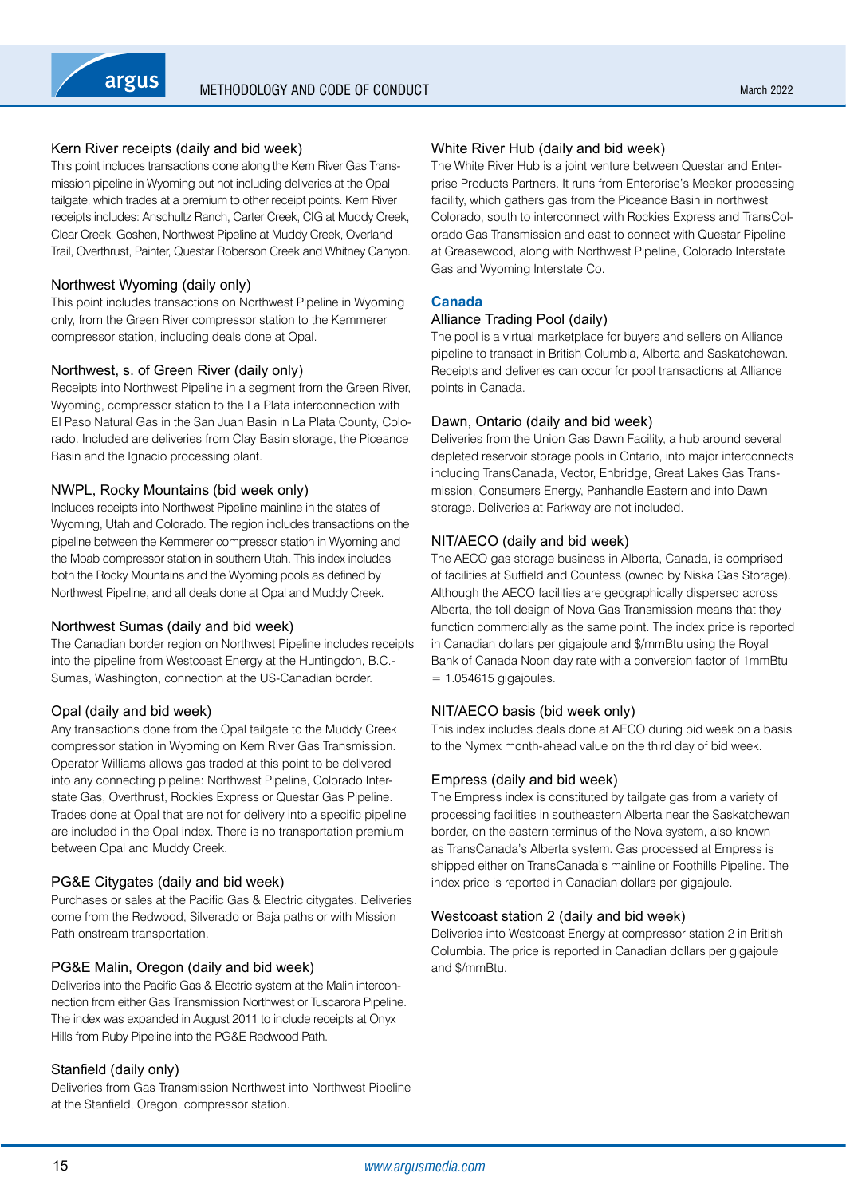### Kern River receipts (daily and bid week)

This point includes transactions done along the Kern River Gas Transmission pipeline in Wyoming but not including deliveries at the Opal tailgate, which trades at a premium to other receipt points. Kern River receipts includes: Anschultz Ranch, Carter Creek, CIG at Muddy Creek, Clear Creek, Goshen, Northwest Pipeline at Muddy Creek, Overland Trail, Overthrust, Painter, Questar Roberson Creek and Whitney Canyon.

### Northwest Wyoming (daily only)

This point includes transactions on Northwest Pipeline in Wyoming only, from the Green River compressor station to the Kemmerer compressor station, including deals done at Opal.

### Northwest, s. of Green River (daily only)

Receipts into Northwest Pipeline in a segment from the Green River, Wyoming, compressor station to the La Plata interconnection with El Paso Natural Gas in the San Juan Basin in La Plata County, Colorado. Included are deliveries from Clay Basin storage, the Piceance Basin and the Ignacio processing plant.

### NWPL, Rocky Mountains (bid week only)

Includes receipts into Northwest Pipeline mainline in the states of Wyoming, Utah and Colorado. The region includes transactions on the pipeline between the Kemmerer compressor station in Wyoming and the Moab compressor station in southern Utah. This index includes both the Rocky Mountains and the Wyoming pools as defined by Northwest Pipeline, and all deals done at Opal and Muddy Creek.

### Northwest Sumas (daily and bid week)

The Canadian border region on Northwest Pipeline includes receipts into the pipeline from Westcoast Energy at the Huntingdon, B.C.-Sumas, Washington, connection at the US-Canadian border.

### Opal (daily and bid week)

Any transactions done from the Opal tailgate to the Muddy Creek compressor station in Wyoming on Kern River Gas Transmission. Operator Williams allows gas traded at this point to be delivered into any connecting pipeline: Northwest Pipeline, Colorado Interstate Gas, Overthrust, Rockies Express or Questar Gas Pipeline. Trades done at Opal that are not for delivery into a specific pipeline are included in the Opal index. There is no transportation premium between Opal and Muddy Creek.

### PG&E Citygates (daily and bid week)

Purchases or sales at the Pacific Gas & Electric citygates. Deliveries come from the Redwood, Silverado or Baja paths or with Mission Path onstream transportation.

### PG&E Malin, Oregon (daily and bid week)

Deliveries into the Pacific Gas & Electric system at the Malin interconnection from either Gas Transmission Northwest or Tuscarora Pipeline. The index was expanded in August 2011 to include receipts at Onyx Hills from Ruby Pipeline into the PG&E Redwood Path.

### Stanfield (daily only)

Deliveries from Gas Transmission Northwest into Northwest Pipeline at the Stanfield, Oregon, compressor station.

### White River Hub (daily and bid week)

The White River Hub is a joint venture between Questar and Enterprise Products Partners. It runs from Enterprise's Meeker processing facility, which gathers gas from the Piceance Basin in northwest Colorado, south to interconnect with Rockies Express and TransColorado Gas Transmission and east to connect with Questar Pipeline at Greasewood, along with Northwest Pipeline, Colorado Interstate Gas and Wyoming Interstate Co.

## Canada

### Alliance Trading Pool (daily)

The pool is a virtual marketplace for buyers and sellers on Alliance pipeline to transact in British Columbia, Alberta and Saskatchewan. Receipts and deliveries can occur for pool transactions at Alliance points in Canada.

### Dawn, Ontario (daily and bid week)

Deliveries from the Union Gas Dawn Facility, a hub around several depleted reservoir storage pools in Ontario, into major interconnects including TransCanada, Vector, Enbridge, Great Lakes Gas Transmission, Consumers Energy, Panhandle Eastern and into Dawn storage. Deliveries at Parkway are not included.

### NIT/AECO (daily and bid week)

The AECO gas storage business in Alberta, Canada, is comprised of facilities at Suffield and Countess (owned by Niska Gas Storage). Although the AECO facilities are geographically dispersed across Alberta, the toll design of Nova Gas Transmission means that they function commercially as the same point. The index price is reported in Canadian dollars per gigajoule and \$/mmBtu using the Royal Bank of Canada Noon day rate with a conversion factor of 1mmBtu = 1.054615 gigajoules.

### NIT/AECO basis (bid week only)

This index includes deals done at AECO during bid week on a basis to the Nymex month-ahead value on the third day of bid week.

### Empress (daily and bid week)

The Empress index is constituted by tailgate gas from a variety of processing facilities in southeastern Alberta near the Saskatchewan border, on the eastern terminus of the Nova system, also known as TransCanada's Alberta system. Gas processed at Empress is shipped either on TransCanada's mainline or Foothills Pipeline. The index price is reported in Canadian dollars per gigajoule.

### Westcoast station 2 (daily and bid week)

Deliveries into Westcoast Energy at compressor station 2 in British Columbia. The price is reported in Canadian dollars per gigajoule and \$/mmBtu.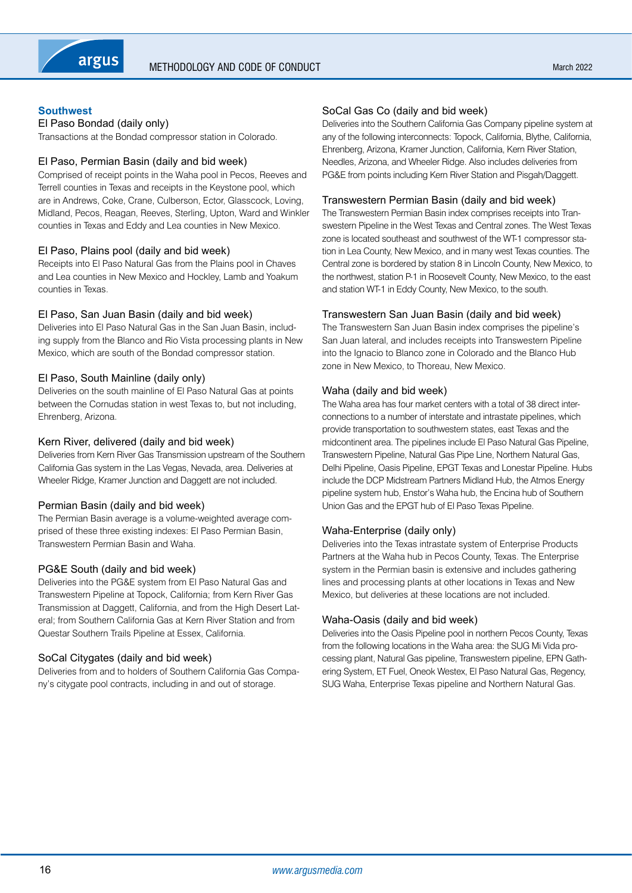## Southwest

### El Paso Bondad (daily only)

Transactions at the Bondad compressor station in Colorado.

### El Paso, Permian Basin (daily and bid week)

Comprised of receipt points in the Waha pool in Pecos, Reeves and Terrell counties in Texas and receipts in the Keystone pool, which are in Andrews, Coke, Crane, Culberson, Ector, Glasscock, Loving, Midland, Pecos, Reagan, Reeves, Sterling, Upton, Ward and Winkler counties in Texas and Eddy and Lea counties in New Mexico.

### El Paso, Plains pool (daily and bid week)

Receipts into El Paso Natural Gas from the Plains pool in Chaves and Lea counties in New Mexico and Hockley, Lamb and Yoakum counties in Texas.

### El Paso, San Juan Basin (daily and bid week)

Deliveries into El Paso Natural Gas in the San Juan Basin, including supply from the Blanco and Rio Vista processing plants in New Mexico, which are south of the Bondad compressor station.

### El Paso, South Mainline (daily only)

Deliveries on the south mainline of El Paso Natural Gas at points between the Cornudas station in west Texas to, but not including, Ehrenberg, Arizona.

### Kern River, delivered (daily and bid week)

Deliveries from Kern River Gas Transmission upstream of the Southern California Gas system in the Las Vegas, Nevada, area. Deliveries at Wheeler Ridge, Kramer Junction and Daggett are not included.

### Permian Basin (daily and bid week)

The Permian Basin average is a volume-weighted average comprised of these three existing indexes: El Paso Permian Basin, Transwestern Permian Basin and Waha.

### PG&E South (daily and bid week)

Deliveries into the PG&E system from El Paso Natural Gas and Transwestern Pipeline at Topock, California; from Kern River Gas Transmission at Daggett, California, and from the High Desert Lateral; from Southern California Gas at Kern River Station and from Questar Southern Trails Pipeline at Essex, California.

### SoCal Citygates (daily and bid week)

Deliveries from and to holders of Southern California Gas Company's citygate pool contracts, including in and out of storage.

### SoCal Gas Co (daily and bid week)

Deliveries into the Southern California Gas Company pipeline system at any of the following interconnects: Topock, California, Blythe, California, Ehrenberg, Arizona, Kramer Junction, California, Kern River Station, Needles, Arizona, and Wheeler Ridge. Also includes deliveries from PG&E from points including Kern River Station and Pisgah/Daggett.

### Transwestern Permian Basin (daily and bid week)

The Transwestern Permian Basin index comprises receipts into Transwestern Pipeline in the West Texas and Central zones. The West Texas zone is located southeast and southwest of the WT-1 compressor station in Lea County, New Mexico, and in many west Texas counties. The Central zone is bordered by station 8 in Lincoln County, New Mexico, to the northwest, station P-1 in Roosevelt County, New Mexico, to the east and station WT-1 in Eddy County, New Mexico, to the south.

### Transwestern San Juan Basin (daily and bid week)

The Transwestern San Juan Basin index comprises the pipeline's San Juan lateral, and includes receipts into Transwestern Pipeline into the Ignacio to Blanco zone in Colorado and the Blanco Hub zone in New Mexico, to Thoreau, New Mexico.

### Waha (daily and bid week)

The Waha area has four market centers with a total of 38 direct interconnections to a number of interstate and intrastate pipelines, which provide transportation to southwestern states, east Texas and the midcontinent area. The pipelines include El Paso Natural Gas Pipeline, Transwestern Pipeline, Natural Gas Pipe Line, Northern Natural Gas, Delhi Pipeline, Oasis Pipeline, EPGT Texas and Lonestar Pipeline. Hubs include the DCP Midstream Partners Midland Hub, the Atmos Energy pipeline system hub, Enstor's Waha hub, the Encina hub of Southern Union Gas and the EPGT hub of El Paso Texas Pipeline.

### Waha-Enterprise (daily only)

Deliveries into the Texas intrastate system of Enterprise Products Partners at the Waha hub in Pecos County, Texas. The Enterprise system in the Permian basin is extensive and includes gathering lines and processing plants at other locations in Texas and New Mexico, but deliveries at these locations are not included.

### Waha-Oasis (daily and bid week)

Deliveries into the Oasis Pipeline pool in northern Pecos County, Texas from the following locations in the Waha area: the SUG Mi Vida processing plant, Natural Gas pipeline, Transwestern pipeline, EPN Gathering System, ET Fuel, Oneok Westex, El Paso Natural Gas, Regency, SUG Waha, Enterprise Texas pipeline and Northern Natural Gas.